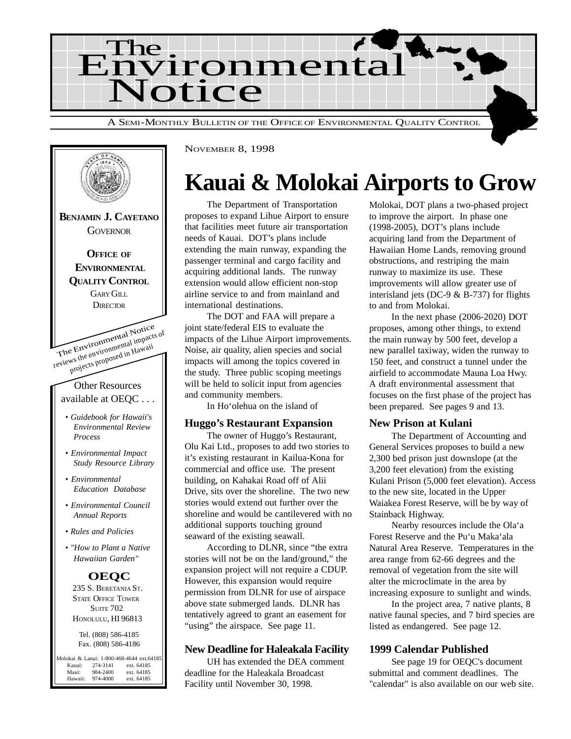# The Environmental Notice

A SEMI-MONTHLY BULLETIN OF THE OFFICE OF ENVIRONMENTAL QUALITY CONTROL

**BENJAMIN J. CAYETANO**
GOVERNOR

**OFFICE OF ENVIRONMENTAL QUALITY CONTROL**
GARY GILL
DIRECTOR

The Environmental Notice reviews the environmental impacts of projects proposed in Hawaii

Other Resources available at OEQC . . .

- *Guidebook for Hawaii's Environmental Review Process*
- *Environmental Impact Study Resource Library*
- *Environmental Education Database*
- *Environmental Council Annual Reports*
- *Rules and Policies*
- *"How to Plant a Native Hawaiian Garden"*

**OEQC**
235 S. BERETANIA ST.
STATE OFFICE TOWER
SUITE 702
HONOLULU, HI 96813

Tel. (808) 586-4185
Fax. (808) 586-4186

Molokai & Lanai: 1-800-468-4644 ext.64185
Kauai: 274-3141 ext. 64185
Maui: 984-2400 ext. 64185
Hawaii: 974-4000 ext. 64185

NOVEMBER 8, 1998

# Kauai & Molokai Airports to Grow

The Department of Transportation proposes to expand Lihue Airport to ensure that facilities meet future air transportation needs of Kauai. DOT's plans include extending the main runway, expanding the passenger terminal and cargo facility and acquiring additional lands. The runway extension would allow efficient non-stop airline service to and from mainland and international destinations.

The DOT and FAA will prepare a joint state/federal EIS to evaluate the impacts of the Lihue Airport improvements. Noise, air quality, alien species and social impacts will among the topics covered in the study. Three public scoping meetings will be held to solicit input from agencies and community members.

In Ho'olehua on the island of Molokai, DOT plans a two-phased project to improve the airport. In phase one (1998-2005), DOT's plans include acquiring land from the Department of Hawaiian Home Lands, removing ground obstructions, and restriping the main runway to maximize its use. These improvements will allow greater use of interisland jets (DC-9 & B-737) for flights to and from Molokai.

In the next phase (2006-2020) DOT proposes, among other things, to extend the main runway by 500 feet, develop a new parallel taxiway, widen the runway to 150 feet, and construct a tunnel under the airfield to accommodate Mauna Loa Hwy. A draft environmental assessment that focuses on the first phase of the project has been prepared. See pages 9 and 13.

### Huggo's Restaurant Expansion

The owner of Huggo's Restaurant, Olu Kai Ltd., proposes to add two stories to it's existing restaurant in Kailua-Kona for commercial and office use. The present building, on Kahakai Road off of Alii Drive, sits over the shoreline. The two new stories would extend out further over the shoreline and would be cantilevered with no additional supports touching ground seaward of the existing seawall.

According to DLNR, since "the extra stories will not be on the land/ground," the expansion project will not require a CDUP. However, this expansion would require permission from DLNR for use of airspace above state submerged lands. DLNR has tentatively agreed to grant an easement for "using" the airspace. See page 11.

### New Deadline for Haleakala Facility

UH has extended the DEA comment deadline for the Haleakala Broadcast Facility until November 30, 1998.

### New Prison at Kulani

The Department of Accounting and General Services proposes to build a new 2,300 bed prison just downslope (at the 3,200 feet elevation) from the existing Kulani Prison (5,000 feet elevation). Access to the new site, located in the Upper Waiakea Forest Reserve, will be by way of Stainback Highway.

Nearby resources include the Ola'a Forest Reserve and the Pu'u Maka'ala Natural Area Reserve. Temperatures in the area range from 62-66 degrees and the removal of vegetation from the site will alter the microclimate in the area by increasing exposure to sunlight and winds.

In the project area, 7 native plants, 8 native faunal species, and 7 bird species are listed as endangered. See page 12.

### 1999 Calendar Published

See page 19 for OEQC's document submittal and comment deadlines. The "calendar" is also available on our web site.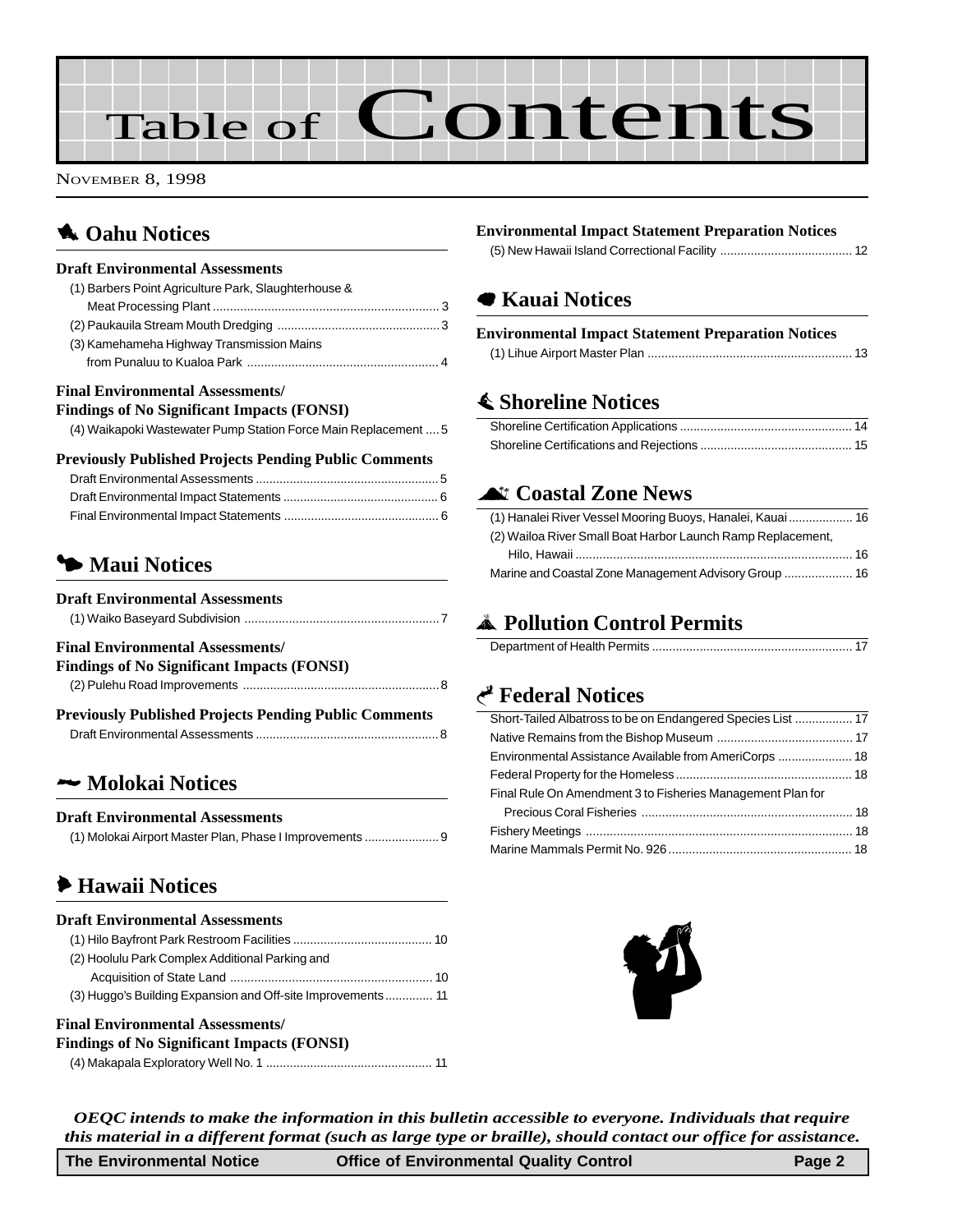# Table of Contents

NOVEMBER 8, 1998

## Oahu Notices

### Draft Environmental Assessments

- (1) Barbers Point Agriculture Park, Slaughterhouse & Meat Processing Plant ... 3
- (2) Paukauila Stream Mouth Dredging ... 3
- (3) Kamehameha Highway Transmission Mains from Punaluu to Kualoa Park ... 4

### Final Environmental Assessments/ Findings of No Significant Impacts (FONSI)

- (4) Waikapoki Wastewater Pump Station Force Main Replacement ... 5

### Previously Published Projects Pending Public Comments

- Draft Environmental Assessments ... 5
- Draft Environmental Impact Statements ... 6
- Final Environmental Impact Statements ... 6

## Maui Notices

### Draft Environmental Assessments

- (1) Waiko Baseyard Subdivision ... 7

### Final Environmental Assessments/ Findings of No Significant Impacts (FONSI)

- (2) Pulehu Road Improvements ... 8

### Previously Published Projects Pending Public Comments

- Draft Environmental Assessments ... 8

## Molokai Notices

### Draft Environmental Assessments

- (1) Molokai Airport Master Plan, Phase I Improvements ... 9

## Hawaii Notices

### Draft Environmental Assessments

- (1) Hilo Bayfront Park Restroom Facilities ... 10
- (2) Hoolulu Park Complex Additional Parking and Acquisition of State Land ... 10
- (3) Huggo's Building Expansion and Off-site Improvements ... 11

### Final Environmental Assessments/ Findings of No Significant Impacts (FONSI)

- (4) Makapala Exploratory Well No. 1 ... 11

### Environmental Impact Statement Preparation Notices

- (5) New Hawaii Island Correctional Facility ... 12

## Kauai Notices

### Environmental Impact Statement Preparation Notices

- (1) Lihue Airport Master Plan ... 13

## Shoreline Notices

- Shoreline Certification Applications ... 14
- Shoreline Certifications and Rejections ... 15

## Coastal Zone News

- (1) Hanalei River Vessel Mooring Buoys, Hanalei, Kauai ... 16
- (2) Wailoa River Small Boat Harbor Launch Ramp Replacement, Hilo, Hawaii ... 16
- Marine and Coastal Zone Management Advisory Group ... 16

## Pollution Control Permits

- Department of Health Permits ... 17

## Federal Notices

- Short-Tailed Albatross to be on Endangered Species List ... 17
- Native Remains from the Bishop Museum ... 17
- Environmental Assistance Available from AmeriCorps ... 18
- Federal Property for the Homeless ... 18
- Final Rule On Amendment 3 to Fisheries Management Plan for Precious Coral Fisheries ... 18
- Fishery Meetings ... 18
- Marine Mammals Permit No. 926 ... 18

*OEQC intends to make the information in this bulletin accessible to everyone. Individuals that require this material in a different format (such as large type or braille), should contact our office for assistance.*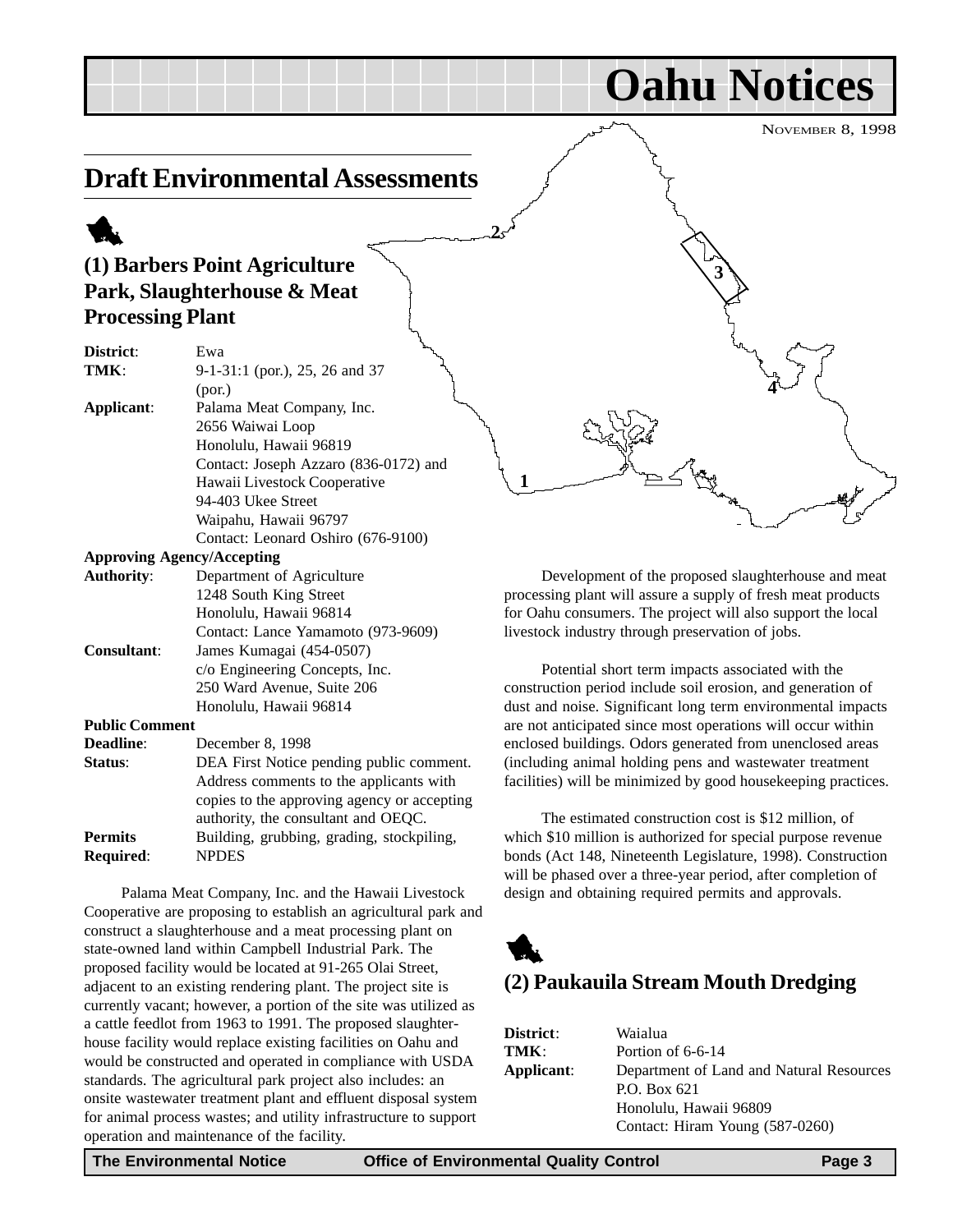# Oahu Notices

NOVEMBER 8, 1998

## Draft Environmental Assessments

### (1) Barbers Point Agriculture Park, Slaughterhouse & Meat Processing Plant

**District**: Ewa
**TMK**: 9-1-31:1 (por.), 25, 26 and 37 (por.)
**Applicant**: Palama Meat Company, Inc.
2656 Waiwai Loop
Honolulu, Hawaii 96819
Contact: Joseph Azzaro (836-0172) and
Hawaii Livestock Cooperative
94-403 Ukee Street
Waipahu, Hawaii 96797
Contact: Leonard Oshiro (676-9100)

**Approving Agency/Accepting**
**Authority**: Department of Agriculture
1248 South King Street
Honolulu, Hawaii 96814
Contact: Lance Yamamoto (973-9609)
**Consultant**: James Kumagai (454-0507)
c/o Engineering Concepts, Inc.
250 Ward Avenue, Suite 206
Honolulu, Hawaii 96814

**Public Comment**
**Deadline**: December 8, 1998
**Status**: DEA First Notice pending public comment. Address comments to the applicants with copies to the approving agency or accepting authority, the consultant and OEQC.
**Permits Required**: Building, grubbing, grading, stockpiling, NPDES

Palama Meat Company, Inc. and the Hawaii Livestock Cooperative are proposing to establish an agricultural park and construct a slaughterhouse and a meat processing plant on state-owned land within Campbell Industrial Park. The proposed facility would be located at 91-265 Olai Street, adjacent to an existing rendering plant. The project site is currently vacant; however, a portion of the site was utilized as a cattle feedlot from 1963 to 1991. The proposed slaughterhouse facility would replace existing facilities on Oahu and would be constructed and operated in compliance with USDA standards. The agricultural park project also includes: an onsite wastewater treatment plant and effluent disposal system for animal process wastes; and utility infrastructure to support operation and maintenance of the facility.

Development of the proposed slaughterhouse and meat processing plant will assure a supply of fresh meat products for Oahu consumers. The project will also support the local livestock industry through preservation of jobs.

Potential short term impacts associated with the construction period include soil erosion, and generation of dust and noise. Significant long term environmental impacts are not anticipated since most operations will occur within enclosed buildings. Odors generated from unenclosed areas (including animal holding pens and wastewater treatment facilities) will be minimized by good housekeeping practices.

The estimated construction cost is $12 million, of which $10 million is authorized for special purpose revenue bonds (Act 148, Nineteenth Legislature, 1998). Construction will be phased over a three-year period, after completion of design and obtaining required permits and approvals.

### (2) Paukauila Stream Mouth Dredging

**District**: Waialua
**TMK**: Portion of 6-6-14
**Applicant**: Department of Land and Natural Resources
P.O. Box 621
Honolulu, Hawaii 96809
Contact: Hiram Young (587-0260)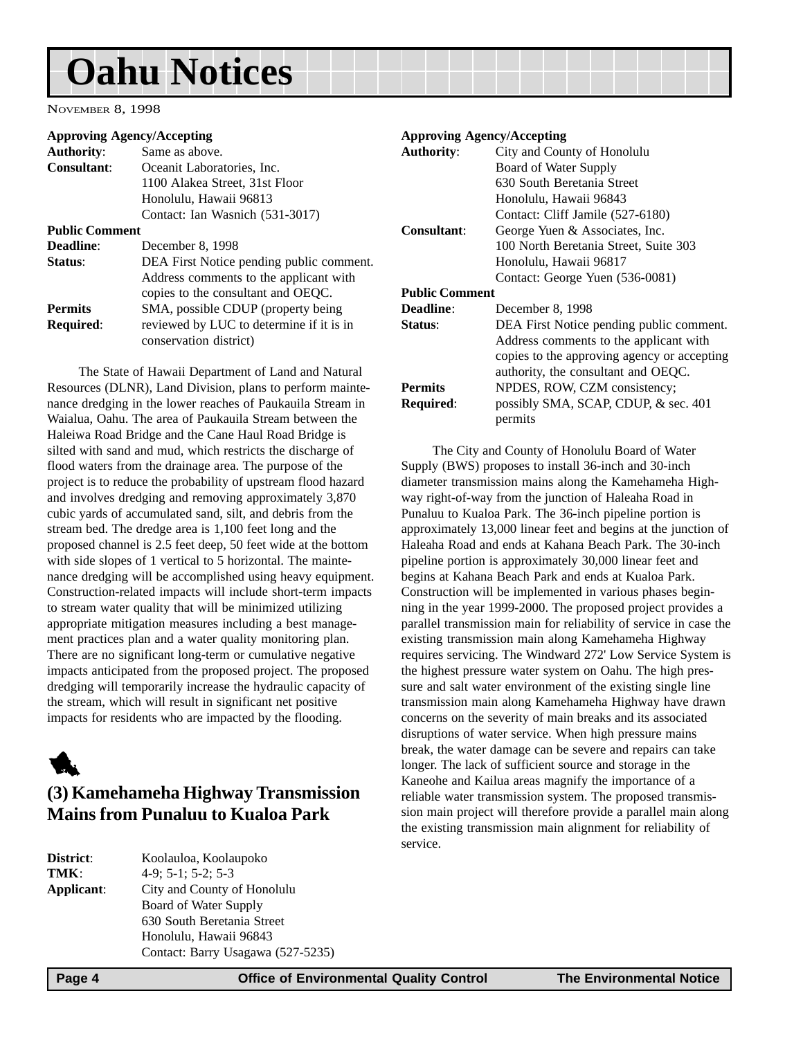# Oahu Notices

NOVEMBER 8, 1998

**Approving Agency/Accepting**
**Authority**: Same as above.
**Consultant**: Oceanit Laboratories, Inc.
1100 Alakea Street, 31st Floor
Honolulu, Hawaii 96813
Contact: Ian Wasnich (531-3017)

**Public Comment**
**Deadline**: December 8, 1998
**Status**: DEA First Notice pending public comment. Address comments to the applicant with copies to the consultant and OEQC.
**Permits Required**: SMA, possible CDUP (property being reviewed by LUC to determine if it is in conservation district)

The State of Hawaii Department of Land and Natural Resources (DLNR), Land Division, plans to perform maintenance dredging in the lower reaches of Paukauila Stream in Waialua, Oahu. The area of Paukauila Stream between the Haleiwa Road Bridge and the Cane Haul Road Bridge is silted with sand and mud, which restricts the discharge of flood waters from the drainage area. The purpose of the project is to reduce the probability of upstream flood hazard and involves dredging and removing approximately 3,870 cubic yards of accumulated sand, silt, and debris from the stream bed. The dredge area is 1,100 feet long and the proposed channel is 2.5 feet deep, 50 feet wide at the bottom with side slopes of 1 vertical to 5 horizontal. The maintenance dredging will be accomplished using heavy equipment. Construction-related impacts will include short-term impacts to stream water quality that will be minimized utilizing appropriate mitigation measures including a best management practices plan and a water quality monitoring plan. There are no significant long-term or cumulative negative impacts anticipated from the proposed project. The proposed dredging will temporarily increase the hydraulic capacity of the stream, which will result in significant net positive impacts for residents who are impacted by the flooding.

## (3) Kamehameha Highway Transmission Mains from Punaluu to Kualoa Park

**District**: Koolauloa, Koolaupoko
**TMK**: 4-9; 5-1; 5-2; 5-3
**Applicant**: City and County of Honolulu
Board of Water Supply
630 South Beretania Street
Honolulu, Hawaii 96843
Contact: Barry Usagawa (527-5235)

**Approving Agency/Accepting**
**Authority**: City and County of Honolulu
Board of Water Supply
630 South Beretania Street
Honolulu, Hawaii 96843
Contact: Cliff Jamile (527-6180)
**Consultant**: George Yuen & Associates, Inc.
100 North Beretania Street, Suite 303
Honolulu, Hawaii 96817
Contact: George Yuen (536-0081)

**Public Comment**
**Deadline**: December 8, 1998
**Status**: DEA First Notice pending public comment. Address comments to the applicant with copies to the approving agency or accepting authority, the consultant and OEQC.
**Permits Required**: NPDES, ROW, CZM consistency; possibly SMA, SCAP, CDUP, & sec. 401 permits

The City and County of Honolulu Board of Water Supply (BWS) proposes to install 36-inch and 30-inch diameter transmission mains along the Kamehameha Highway right-of-way from the junction of Haleaha Road in Punaluu to Kualoa Park. The 36-inch pipeline portion is approximately 13,000 linear feet and begins at the junction of Haleaha Road and ends at Kahana Beach Park. The 30-inch pipeline portion is approximately 30,000 linear feet and begins at Kahana Beach Park and ends at Kualoa Park. Construction will be implemented in various phases beginning in the year 1999-2000. The proposed project provides a parallel transmission main for reliability of service in case the existing transmission main along Kamehameha Highway requires servicing. The Windward 272' Low Service System is the highest pressure water system on Oahu. The high pressure and salt water environment of the existing single line transmission main along Kamehameha Highway have drawn concerns on the severity of main breaks and its associated disruptions of water service. When high pressure mains break, the water damage can be severe and repairs can take longer. The lack of sufficient source and storage in the Kaneohe and Kailua areas magnify the importance of a reliable water transmission system. The proposed transmission main project will therefore provide a parallel main along the existing transmission main alignment for reliability of service.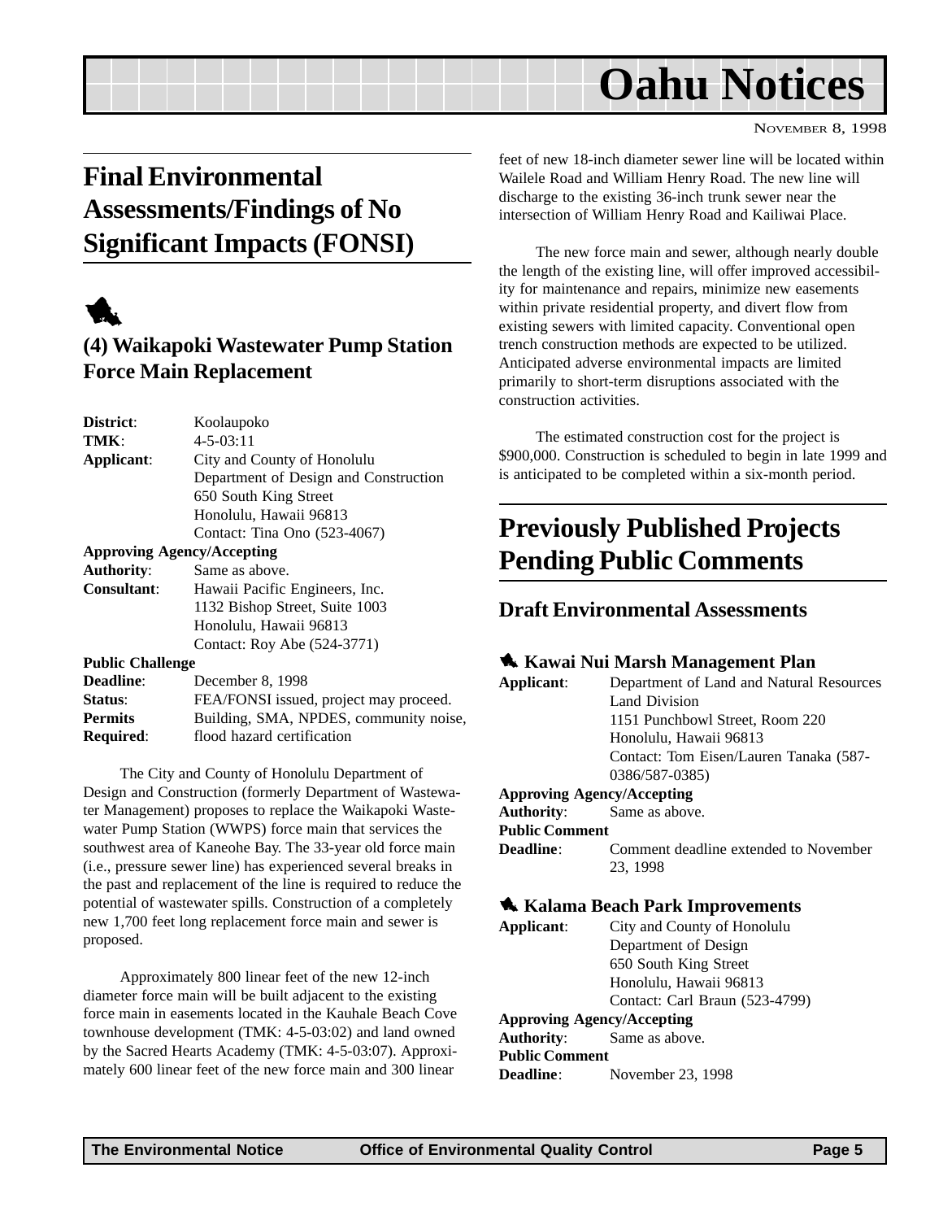# Oahu Notices

November 8, 1998

## Final Environmental Assessments/Findings of No Significant Impacts (FONSI)

### (4) Waikapoki Wastewater Pump Station Force Main Replacement

**District**: Koolaupoko
**TMK**: 4-5-03:11
**Applicant**: City and County of Honolulu
Department of Design and Construction
650 South King Street
Honolulu, Hawaii 96813
Contact: Tina Ono (523-4067)

**Approving Agency/Accepting Authority**: Same as above.
**Consultant**: Hawaii Pacific Engineers, Inc.
1132 Bishop Street, Suite 1003
Honolulu, Hawaii 96813
Contact: Roy Abe (524-3771)

**Public Challenge Deadline**: December 8, 1998
**Status**: FEA/FONSI issued, project may proceed.
**Permits Required**: Building, SMA, NPDES, community noise, flood hazard certification

The City and County of Honolulu Department of Design and Construction (formerly Department of Wastewater Management) proposes to replace the Waikapoki Wastewater Pump Station (WWPS) force main that services the southwest area of Kaneohe Bay. The 33-year old force main (i.e., pressure sewer line) has experienced several breaks in the past and replacement of the line is required to reduce the potential of wastewater spills. Construction of a completely new 1,700 feet long replacement force main and sewer is proposed.

Approximately 800 linear feet of the new 12-inch diameter force main will be built adjacent to the existing force main in easements located in the Kauhale Beach Cove townhouse development (TMK: 4-5-03:02) and land owned by the Sacred Hearts Academy (TMK: 4-5-03:07). Approximately 600 linear feet of the new force main and 300 linear feet of new 18-inch diameter sewer line will be located within Wailele Road and William Henry Road. The new line will discharge to the existing 36-inch trunk sewer near the intersection of William Henry Road and Kailiwai Place.

The new force main and sewer, although nearly double the length of the existing line, will offer improved accessibility for maintenance and repairs, minimize new easements within private residential property, and divert flow from existing sewers with limited capacity. Conventional open trench construction methods are expected to be utilized. Anticipated adverse environmental impacts are limited primarily to short-term disruptions associated with the construction activities.

The estimated construction cost for the project is $900,000. Construction is scheduled to begin in late 1999 and is anticipated to be completed within a six-month period.

## Previously Published Projects Pending Public Comments

### Draft Environmental Assessments

#### Kawai Nui Marsh Management Plan

**Applicant**: Department of Land and Natural Resources
Land Division
1151 Punchbowl Street, Room 220
Honolulu, Hawaii 96813
Contact: Tom Eisen/Lauren Tanaka (587-0386/587-0385)

**Approving Agency/Accepting Authority**: Same as above.
**Public Comment Deadline**: Comment deadline extended to November 23, 1998

#### Kalama Beach Park Improvements

**Applicant**: City and County of Honolulu
Department of Design
650 South King Street
Honolulu, Hawaii 96813
Contact: Carl Braun (523-4799)

**Approving Agency/Accepting Authority**: Same as above.
**Public Comment Deadline**: November 23, 1998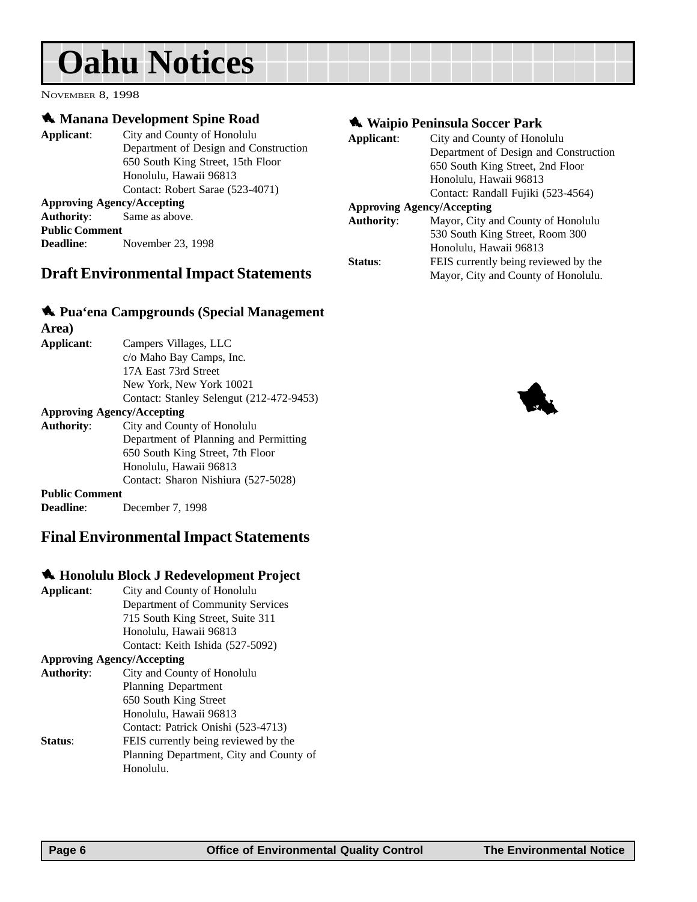# Oahu Notices

NOVEMBER 8, 1998

### Manana Development Spine Road

**Applicant**: City and County of Honolulu
Department of Design and Construction
650 South King Street, 15th Floor
Honolulu, Hawaii 96813
Contact: Robert Sarae (523-4071)

**Approving Agency/Accepting Authority**: Same as above.

**Public Comment Deadline**: November 23, 1998

## Draft Environmental Impact Statements

### Pua‘ena Campgrounds (Special Management Area)

**Applicant**: Campers Villages, LLC
c/o Maho Bay Camps, Inc.
17A East 73rd Street
New York, New York 10021
Contact: Stanley Selengut (212-472-9453)

**Approving Agency/Accepting Authority**: City and County of Honolulu
Department of Planning and Permitting
650 South King Street, 7th Floor
Honolulu, Hawaii 96813
Contact: Sharon Nishiura (527-5028)

**Public Comment Deadline**: December 7, 1998

## Final Environmental Impact Statements

### Honolulu Block J Redevelopment Project

**Applicant**: City and County of Honolulu
Department of Community Services
715 South King Street, Suite 311
Honolulu, Hawaii 96813
Contact: Keith Ishida (527-5092)

**Approving Agency/Accepting Authority**: City and County of Honolulu
Planning Department
650 South King Street
Honolulu, Hawaii 96813
Contact: Patrick Onishi (523-4713)

**Status**: FEIS currently being reviewed by the Planning Department, City and County of Honolulu.

### Waipio Peninsula Soccer Park

**Applicant**: City and County of Honolulu
Department of Design and Construction
650 South King Street, 2nd Floor
Honolulu, Hawaii 96813
Contact: Randall Fujiki (523-4564)

**Approving Agency/Accepting Authority**: Mayor, City and County of Honolulu
530 South King Street, Room 300
Honolulu, Hawaii 96813

**Status**: FEIS currently being reviewed by the Mayor, City and County of Honolulu.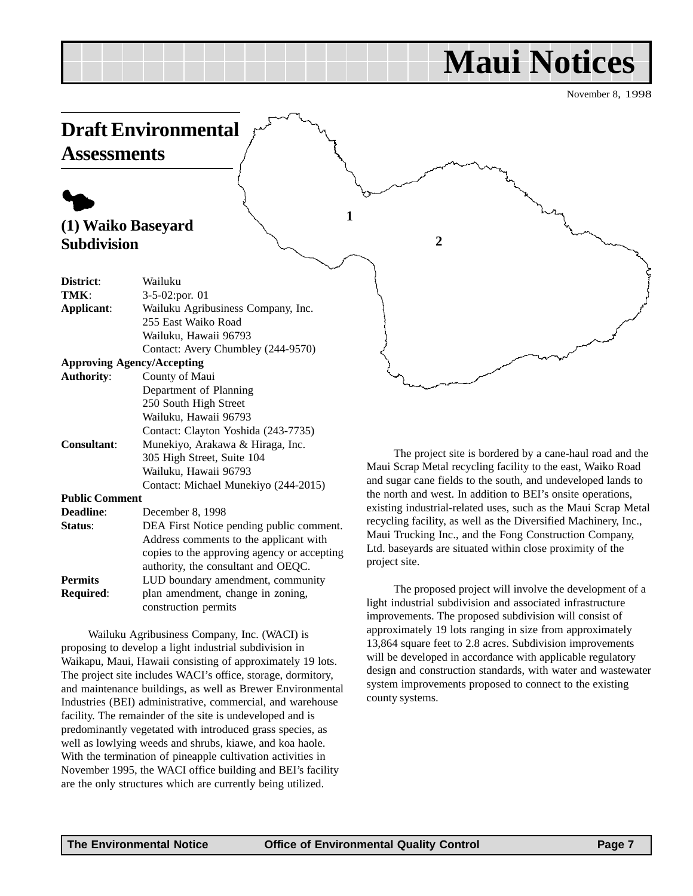# Maui Notices

November 8, 1998

## Draft Environmental Assessments

### (1) Waiko Baseyard Subdivision

| | |
|---|---|
| **District**: | Wailuku |
| **TMK**: | 3-5-02:por. 01 |
| **Applicant**: | Wailuku Agribusiness Company, Inc.<br>255 East Waiko Road<br>Wailuku, Hawaii 96793<br>Contact: Avery Chumbley (244-9570) |
| **Approving Agency/Accepting Authority**: | County of Maui<br>Department of Planning<br>250 South High Street<br>Wailuku, Hawaii 96793<br>Contact: Clayton Yoshida (243-7735) |
| **Consultant**: | Munekiyo, Arakawa & Hiraga, Inc.<br>305 High Street, Suite 104<br>Wailuku, Hawaii 96793<br>Contact: Michael Munekiyo (244-2015) |
| **Public Comment Deadline**: | December 8, 1998 |
| **Status**: | DEA First Notice pending public comment. Address comments to the applicant with copies to the approving agency or accepting authority, the consultant and OEQC. |
| **Permits Required**: | LUD boundary amendment, community plan amendment, change in zoning, construction permits |

Wailuku Agribusiness Company, Inc. (WACI) is proposing to develop a light industrial subdivision in Waikapu, Maui, Hawaii consisting of approximately 19 lots. The project site includes WACI's office, storage, dormitory, and maintenance buildings, as well as Brewer Environmental Industries (BEI) administrative, commercial, and warehouse facility. The remainder of the site is undeveloped and is predominantly vegetated with introduced grass species, as well as lowlying weeds and shrubs, kiawe, and koa haole. With the termination of pineapple cultivation activities in November 1995, the WACI office building and BEI's facility are the only structures which are currently being utilized.

The project site is bordered by a cane-haul road and the Maui Scrap Metal recycling facility to the east, Waiko Road and sugar cane fields to the south, and undeveloped lands to the north and west. In addition to BEI's onsite operations, existing industrial-related uses, such as the Maui Scrap Metal recycling facility, as well as the Diversified Machinery, Inc., Maui Trucking Inc., and the Fong Construction Company, Ltd. baseyards are situated within close proximity of the project site.

The proposed project will involve the development of a light industrial subdivision and associated infrastructure improvements. The proposed subdivision will consist of approximately 19 lots ranging in size from approximately 13,864 square feet to 2.8 acres. Subdivision improvements will be developed in accordance with applicable regulatory design and construction standards, with water and wastewater system improvements proposed to connect to the existing county systems.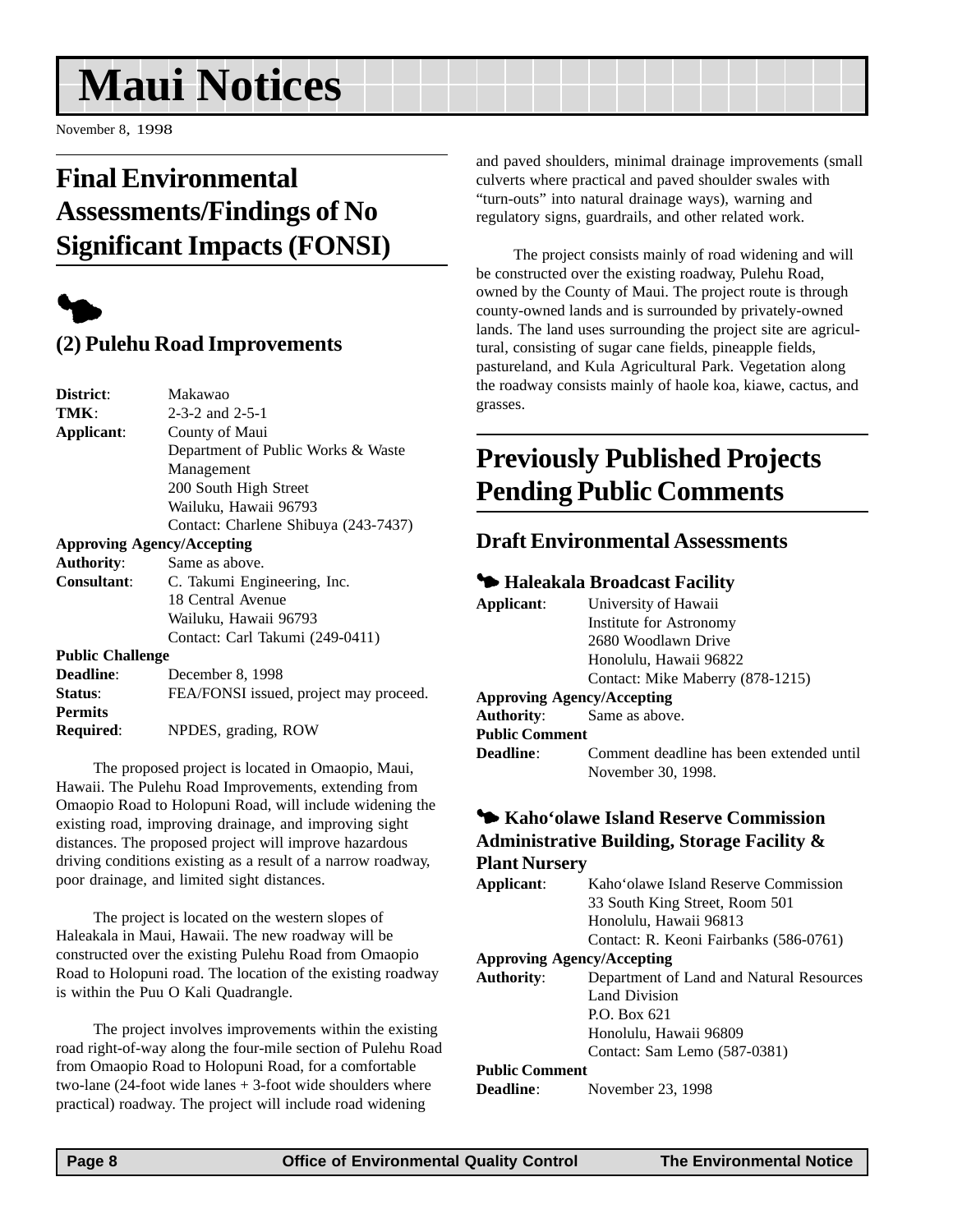# Maui Notices

November 8, 1998

## Final Environmental Assessments/Findings of No Significant Impacts (FONSI)

### (2) Pulehu Road Improvements

**District**: Makawao
**TMK**: 2-3-2 and 2-5-1
**Applicant**: County of Maui
Department of Public Works & Waste Management
200 South High Street
Wailuku, Hawaii 96793
Contact: Charlene Shibuya (243-7437)
**Approving Agency/Accepting Authority**: Same as above.
**Consultant**: C. Takumi Engineering, Inc.
18 Central Avenue
Wailuku, Hawaii 96793
Contact: Carl Takumi (249-0411)
**Public Challenge Deadline**: December 8, 1998
**Status**: FEA/FONSI issued, project may proceed.
**Permits Required**: NPDES, grading, ROW

The proposed project is located in Omaopio, Maui, Hawaii. The Pulehu Road Improvements, extending from Omaopio Road to Holopuni Road, will include widening the existing road, improving drainage, and improving sight distances. The proposed project will improve hazardous driving conditions existing as a result of a narrow roadway, poor drainage, and limited sight distances.

The project is located on the western slopes of Haleakala in Maui, Hawaii. The new roadway will be constructed over the existing Pulehu Road from Omaopio Road to Holopuni road. The location of the existing roadway is within the Puu O Kali Quadrangle.

The project involves improvements within the existing road right-of-way along the four-mile section of Pulehu Road from Omaopio Road to Holopuni Road, for a comfortable two-lane (24-foot wide lanes + 3-foot wide shoulders where practical) roadway. The project will include road widening and paved shoulders, minimal drainage improvements (small culverts where practical and paved shoulder swales with "turn-outs" into natural drainage ways), warning and regulatory signs, guardrails, and other related work.

The project consists mainly of road widening and will be constructed over the existing roadway, Pulehu Road, owned by the County of Maui. The project route is through county-owned lands and is surrounded by privately-owned lands. The land uses surrounding the project site are agricultural, consisting of sugar cane fields, pineapple fields, pastureland, and Kula Agricultural Park. Vegetation along the roadway consists mainly of haole koa, kiawe, cactus, and grasses.

## Previously Published Projects Pending Public Comments

### Draft Environmental Assessments

#### Haleakala Broadcast Facility

**Applicant**: University of Hawaii
Institute for Astronomy
2680 Woodlawn Drive
Honolulu, Hawaii 96822
Contact: Mike Maberry (878-1215)
**Approving Agency/Accepting Authority**: Same as above.
**Public Comment Deadline**: Comment deadline has been extended until November 30, 1998.

#### Kaho‘olawe Island Reserve Commission Administrative Building, Storage Facility & Plant Nursery

**Applicant**: Kaho‘olawe Island Reserve Commission
33 South King Street, Room 501
Honolulu, Hawaii 96813
Contact: R. Keoni Fairbanks (586-0761)
**Approving Agency/Accepting Authority**: Department of Land and Natural Resources
Land Division
P.O. Box 621
Honolulu, Hawaii 96809
Contact: Sam Lemo (587-0381)
**Public Comment Deadline**: November 23, 1998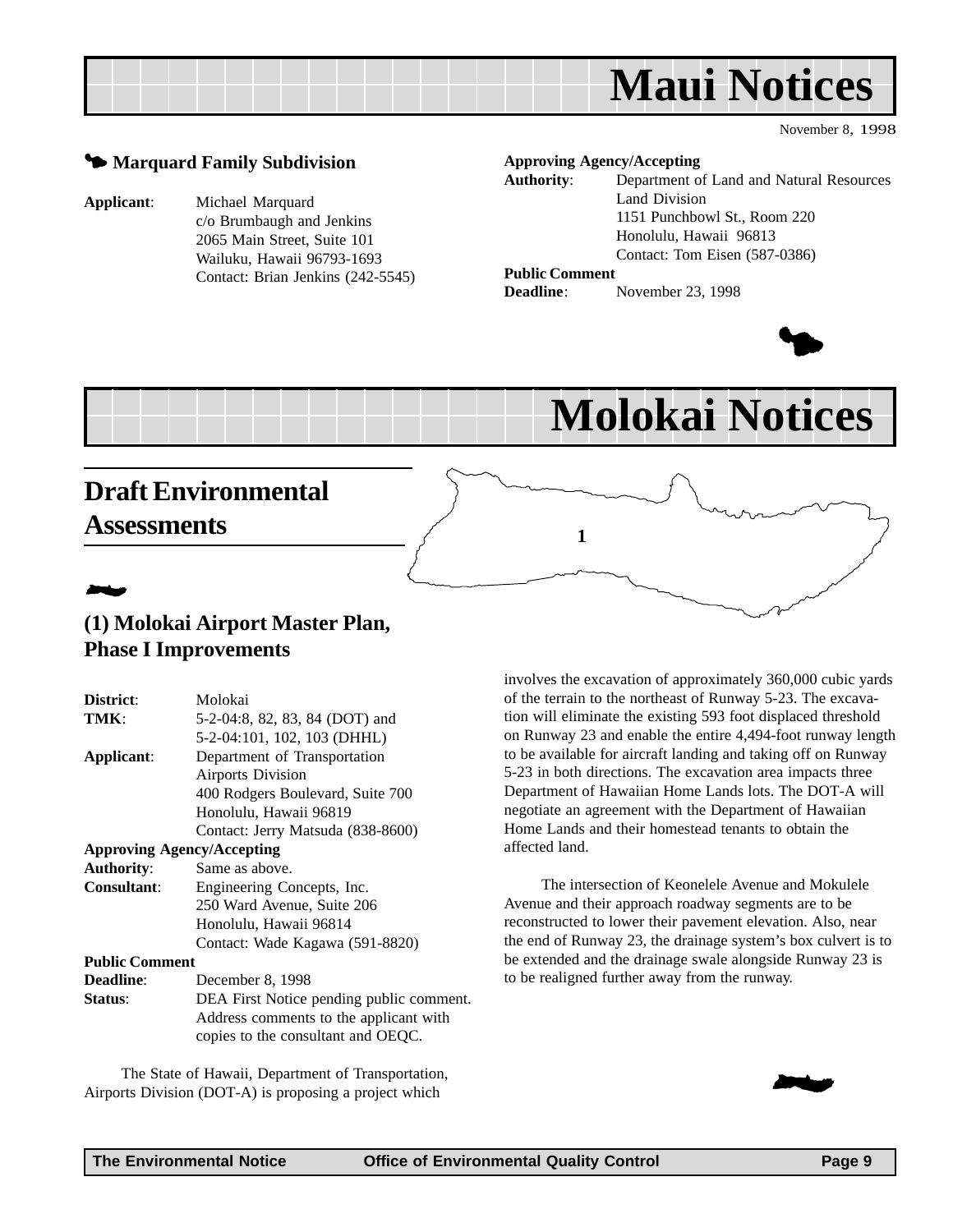# Maui Notices

November 8, 1998

### Marquard Family Subdivision

**Applicant**: Michael Marquard
c/o Brumbaugh and Jenkins
2065 Main Street, Suite 101
Wailuku, Hawaii 96793-1693
Contact: Brian Jenkins (242-5545)

**Approving Agency/Accepting Authority**: Department of Land and Natural Resources
Land Division
1151 Punchbowl St., Room 220
Honolulu, Hawaii 96813
Contact: Tom Eisen (587-0386)

**Public Comment Deadline**: November 23, 1998

# Molokai Notices

## Draft Environmental Assessments

1

### (1) Molokai Airport Master Plan, Phase I Improvements

**District**: Molokai
**TMK**: 5-2-04:8, 82, 83, 84 (DOT) and 5-2-04:101, 102, 103 (DHHL)
**Applicant**: Department of Transportation
Airports Division
400 Rodgers Boulevard, Suite 700
Honolulu, Hawaii 96819
Contact: Jerry Matsuda (838-8600)

**Approving Agency/Accepting Authority**: Same as above.
**Consultant**: Engineering Concepts, Inc.
250 Ward Avenue, Suite 206
Honolulu, Hawaii 96814
Contact: Wade Kagawa (591-8820)

**Public Comment Deadline**: December 8, 1998
**Status**: DEA First Notice pending public comment. Address comments to the applicant with copies to the consultant and OEQC.

The State of Hawaii, Department of Transportation, Airports Division (DOT-A) is proposing a project which involves the excavation of approximately 360,000 cubic yards of the terrain to the northeast of Runway 5-23. The excavation will eliminate the existing 593 foot displaced threshold on Runway 23 and enable the entire 4,494-foot runway length to be available for aircraft landing and taking off on Runway 5-23 in both directions. The excavation area impacts three Department of Hawaiian Home Lands lots. The DOT-A will negotiate an agreement with the Department of Hawaiian Home Lands and their homestead tenants to obtain the affected land.

The intersection of Keonelele Avenue and Mokulele Avenue and their approach roadway segments are to be reconstructed to lower their pavement elevation. Also, near the end of Runway 23, the drainage system's box culvert is to be extended and the drainage swale alongside Runway 23 is to be realigned further away from the runway.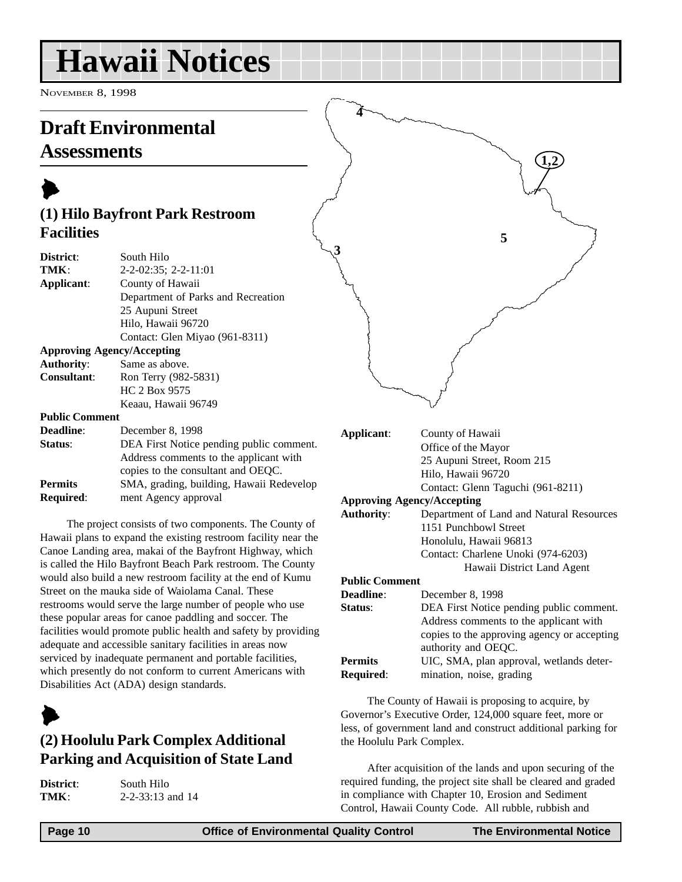// Hawaii Notices

NOVEMBER 8, 1998

## Draft Environmental Assessments

### (1) Hilo Bayfront Park Restroom Facilities

**District**: South Hilo
**TMK**: 2-2-02:35; 2-2-11:01
**Applicant**: County of Hawaii
Department of Parks and Recreation
25 Aupuni Street
Hilo, Hawaii 96720
Contact: Glen Miyao (961-8311)
**Approving Agency/Accepting Authority**: Same as above.
**Consultant**: Ron Terry (982-5831)
HC 2 Box 9575
Keaau, Hawaii 96749
**Public Comment Deadline**: December 8, 1998
**Status**: DEA First Notice pending public comment. Address comments to the applicant with copies to the consultant and OEQC.
**Permits Required**: SMA, grading, building, Hawaii Redevelopment Agency approval

The project consists of two components. The County of Hawaii plans to expand the existing restroom facility near the Canoe Landing area, makai of the Bayfront Highway, which is called the Hilo Bayfront Beach Park restroom. The County would also build a new restroom facility at the end of Kumu Street on the mauka side of Waiolama Canal. These restrooms would serve the large number of people who use these popular areas for canoe paddling and soccer. The facilities would promote public health and safety by providing adequate and accessible sanitary facilities in areas now serviced by inadequate permanent and portable facilities, which presently do not conform to current Americans with Disabilities Act (ADA) design standards.

### (2) Hoolulu Park Complex Additional Parking and Acquisition of State Land

**District**: South Hilo
**TMK**: 2-2-33:13 and 14
**Applicant**: County of Hawaii
Office of the Mayor
25 Aupuni Street, Room 215
Hilo, Hawaii 96720
Contact: Glenn Taguchi (961-8211)
**Approving Agency/Accepting Authority**: Department of Land and Natural Resources
1151 Punchbowl Street
Honolulu, Hawaii 96813
Contact: Charlene Unoki (974-6203)
Hawaii District Land Agent
**Public Comment Deadline**: December 8, 1998
**Status**: DEA First Notice pending public comment. Address comments to the applicant with copies to the approving agency or accepting authority and OEQC.
**Permits Required**: UIC, SMA, plan approval, wetlands determination, noise, grading

The County of Hawaii is proposing to acquire, by Governor's Executive Order, 124,000 square feet, more or less, of government land and construct additional parking for the Hoolulu Park Complex.

After acquisition of the lands and upon securing of the required funding, the project site shall be cleared and graded in compliance with Chapter 10, Erosion and Sediment Control, Hawaii County Code. All rubble, rubbish and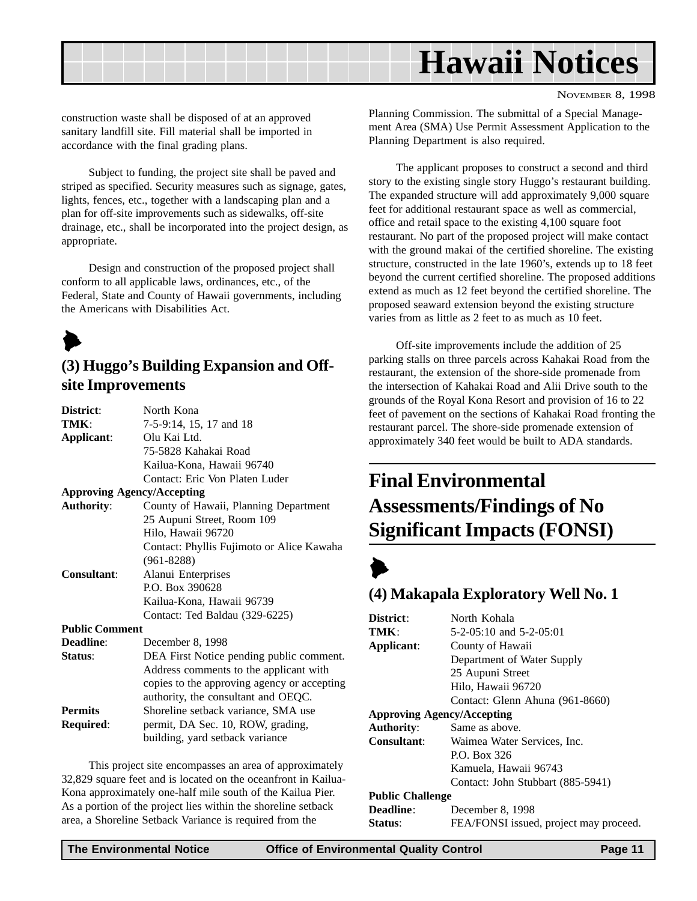construction waste shall be disposed of at an approved sanitary landfill site. Fill material shall be imported in accordance with the final grading plans.

Subject to funding, the project site shall be paved and striped as specified. Security measures such as signage, gates, lights, fences, etc., together with a landscaping plan and a plan for off-site improvements such as sidewalks, off-site drainage, etc., shall be incorporated into the project design, as appropriate.

Design and construction of the proposed project shall conform to all applicable laws, ordinances, etc., of the Federal, State and County of Hawaii governments, including the Americans with Disabilities Act.

### (3) Huggo's Building Expansion and Off-site Improvements

| | |
|---|---|
| **District**: | North Kona |
| **TMK**: | 7-5-9:14, 15, 17 and 18 |
| **Applicant**: | Olu Kai Ltd.<br>75-5828 Kahakai Road<br>Kailua-Kona, Hawaii 96740<br>Contact: Eric Von Platen Luder |
| **Approving Agency/Accepting Authority**: | County of Hawaii, Planning Department<br>25 Aupuni Street, Room 109<br>Hilo, Hawaii 96720<br>Contact: Phyllis Fujimoto or Alice Kawaha (961-8288) |
| **Consultant**: | Alanui Enterprises<br>P.O. Box 390628<br>Kailua-Kona, Hawaii 96739<br>Contact: Ted Baldau (329-6225) |
| **Public Comment Deadline**: | December 8, 1998 |
| **Status**: | DEA First Notice pending public comment. Address comments to the applicant with copies to the approving agency or accepting authority, the consultant and OEQC. |
| **Permits Required**: | Shoreline setback variance, SMA use permit, DA Sec. 10, ROW, grading, building, yard setback variance |

This project site encompasses an area of approximately 32,829 square feet and is located on the oceanfront in Kailua-Kona approximately one-half mile south of the Kailua Pier. As a portion of the project lies within the shoreline setback area, a Shoreline Setback Variance is required from the Planning Commission. The submittal of a Special Management Area (SMA) Use Permit Assessment Application to the Planning Department is also required.

The applicant proposes to construct a second and third story to the existing single story Huggo's restaurant building. The expanded structure will add approximately 9,000 square feet for additional restaurant space as well as commercial, office and retail space to the existing 4,100 square foot restaurant. No part of the proposed project will make contact with the ground makai of the certified shoreline. The existing structure, constructed in the late 1960's, extends up to 18 feet beyond the current certified shoreline. The proposed additions extend as much as 12 feet beyond the certified shoreline. The proposed seaward extension beyond the existing structure varies from as little as 2 feet to as much as 10 feet.

Off-site improvements include the addition of 25 parking stalls on three parcels across Kahakai Road from the restaurant, the extension of the shore-side promenade from the intersection of Kahakai Road and Alii Drive south to the grounds of the Royal Kona Resort and provision of 16 to 22 feet of pavement on the sections of Kahakai Road fronting the restaurant parcel. The shore-side promenade extension of approximately 340 feet would be built to ADA standards.

## Final Environmental Assessments/Findings of No Significant Impacts (FONSI)

### (4) Makapala Exploratory Well No. 1

| | |
|---|---|
| **District**: | North Kohala |
| **TMK**: | 5-2-05:10 and 5-2-05:01 |
| **Applicant**: | County of Hawaii<br>Department of Water Supply<br>25 Aupuni Street<br>Hilo, Hawaii 96720<br>Contact: Glenn Ahuna (961-8660) |
| **Approving Agency/Accepting Authority**: | Same as above. |
| **Consultant**: | Waimea Water Services, Inc.<br>P.O. Box 326<br>Kamuela, Hawaii 96743<br>Contact: John Stubbart (885-5941) |
| **Public Challenge Deadline**: | December 8, 1998 |
| **Status**: | FEA/FONSI issued, project may proceed. |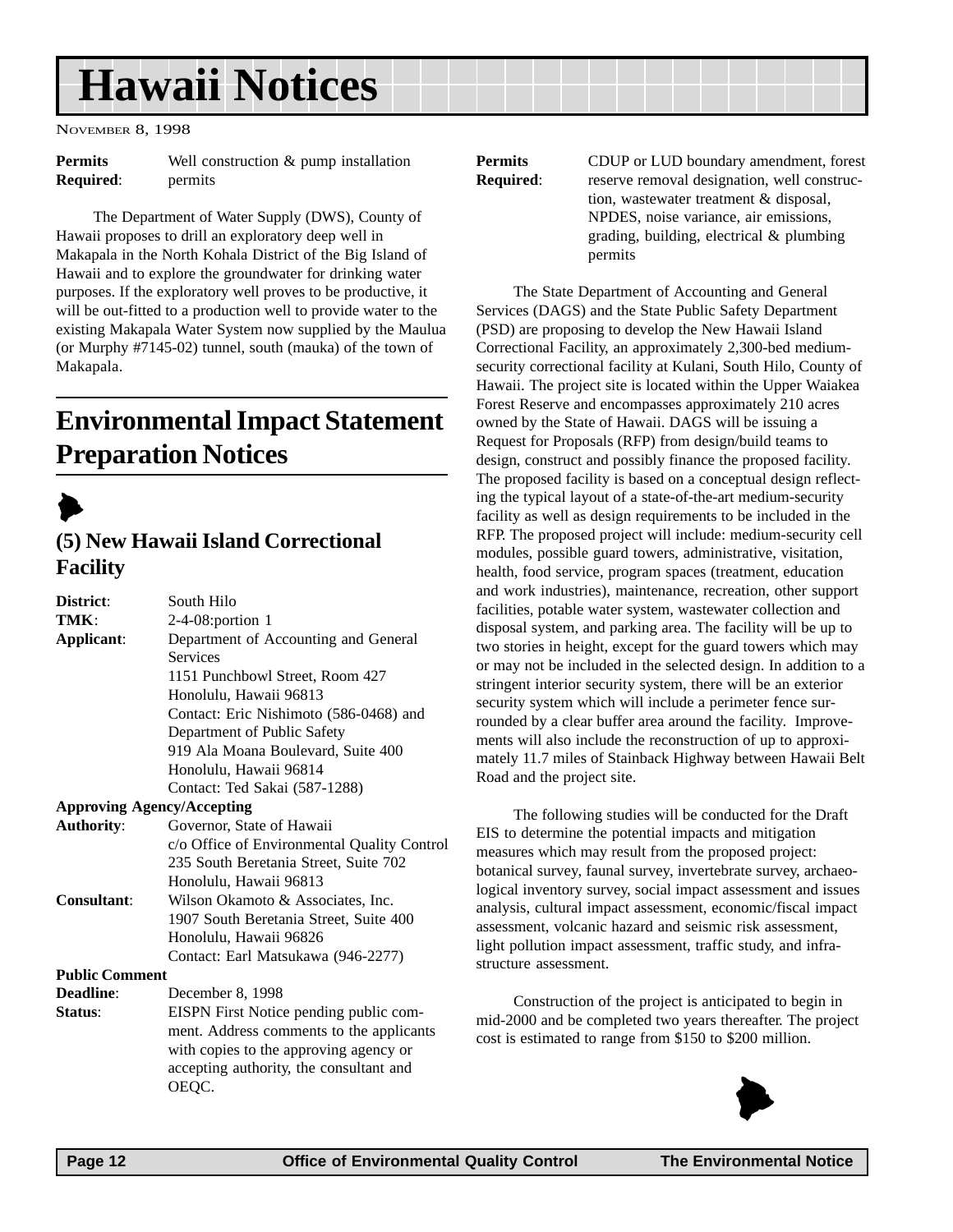| | |
|---|---|
| **Permits Required**: | Well construction & pump installation permits |

The Department of Water Supply (DWS), County of Hawaii proposes to drill an exploratory deep well in Makapala in the North Kohala District of the Big Island of Hawaii and to explore the groundwater for drinking water purposes. If the exploratory well proves to be productive, it will be out-fitted to a production well to provide water to the existing Makapala Water System now supplied by the Maulua (or Murphy #7145-02) tunnel, south (mauka) of the town of Makapala.

## Environmental Impact Statement Preparation Notices

### (5) New Hawaii Island Correctional Facility

| | |
|---|---|
| **District**: | South Hilo |
| **TMK**: | 2-4-08:portion 1 |
| **Applicant**: | Department of Accounting and General Services<br>1151 Punchbowl Street, Room 427<br>Honolulu, Hawaii 96813<br>Contact: Eric Nishimoto (586-0468) and<br>Department of Public Safety<br>919 Ala Moana Boulevard, Suite 400<br>Honolulu, Hawaii 96814<br>Contact: Ted Sakai (587-1288) |
| **Approving Agency/Accepting Authority**: | Governor, State of Hawaii<br>c/o Office of Environmental Quality Control<br>235 South Beretania Street, Suite 702<br>Honolulu, Hawaii 96813 |
| **Consultant**: | Wilson Okamoto & Associates, Inc.<br>1907 South Beretania Street, Suite 400<br>Honolulu, Hawaii 96826<br>Contact: Earl Matsukawa (946-2277) |
| **Public Comment Deadline**: | December 8, 1998 |
| **Status**: | EISPN First Notice pending public comment. Address comments to the applicants with copies to the approving agency or accepting authority, the consultant and OEQC. |
| **Permits Required**: | CDUP or LUD boundary amendment, forest reserve removal designation, well construction, wastewater treatment & disposal, NPDES, noise variance, air emissions, grading, building, electrical & plumbing permits |

The State Department of Accounting and General Services (DAGS) and the State Public Safety Department (PSD) are proposing to develop the New Hawaii Island Correctional Facility, an approximately 2,300-bed medium-security correctional facility at Kulani, South Hilo, County of Hawaii. The project site is located within the Upper Waiakea Forest Reserve and encompasses approximately 210 acres owned by the State of Hawaii. DAGS will be issuing a Request for Proposals (RFP) from design/build teams to design, construct and possibly finance the proposed facility. The proposed facility is based on a conceptual design reflecting the typical layout of a state-of-the-art medium-security facility as well as design requirements to be included in the RFP. The proposed project will include: medium-security cell modules, possible guard towers, administrative, visitation, health, food service, program spaces (treatment, education and work industries), maintenance, recreation, other support facilities, potable water system, wastewater collection and disposal system, and parking area. The facility will be up to two stories in height, except for the guard towers which may or may not be included in the selected design. In addition to a stringent interior security system, there will be an exterior security system which will include a perimeter fence surrounded by a clear buffer area around the facility. Improvements will also include the reconstruction of up to approximately 11.7 miles of Stainback Highway between Hawaii Belt Road and the project site.

The following studies will be conducted for the Draft EIS to determine the potential impacts and mitigation measures which may result from the proposed project: botanical survey, faunal survey, invertebrate survey, archaeological inventory survey, social impact assessment and issues analysis, cultural impact assessment, economic/fiscal impact assessment, volcanic hazard and seismic risk assessment, light pollution impact assessment, traffic study, and infrastructure assessment.

Construction of the project is anticipated to begin in mid-2000 and be completed two years thereafter. The project cost is estimated to range from $150 to $200 million.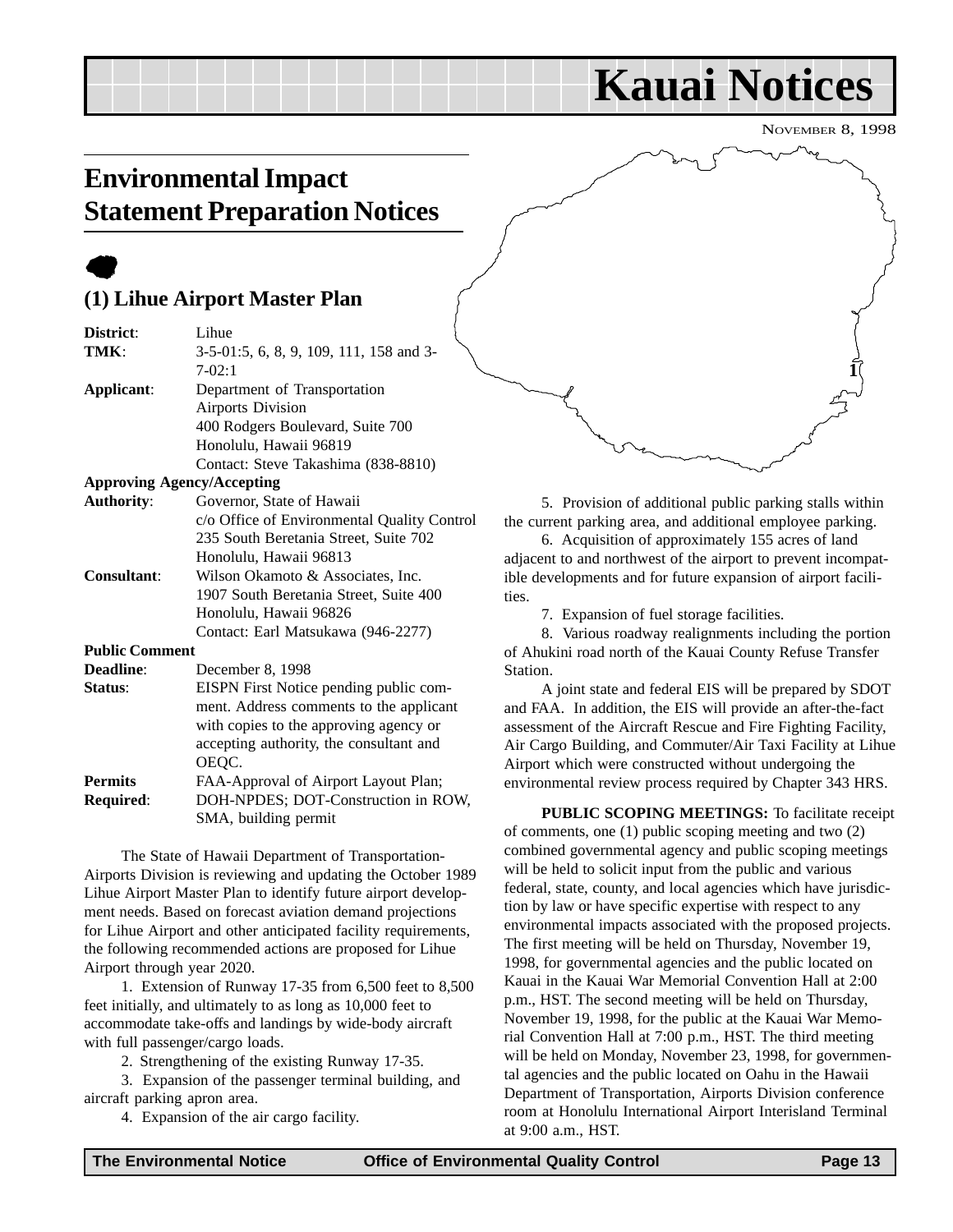# Kauai Notices

NOVEMBER 8, 1998

## Environmental Impact Statement Preparation Notices

### (1) Lihue Airport Master Plan

**District**: Lihue
**TMK**: 3-5-01:5, 6, 8, 9, 109, 111, 158 and 3-7-02:1
**Applicant**: Department of Transportation
Airports Division
400 Rodgers Boulevard, Suite 700
Honolulu, Hawaii 96819
Contact: Steve Takashima (838-8810)

**Approving Agency/Accepting Authority**: Governor, State of Hawaii
c/o Office of Environmental Quality Control
235 South Beretania Street, Suite 702
Honolulu, Hawaii 96813

**Consultant**: Wilson Okamoto & Associates, Inc.
1907 South Beretania Street, Suite 400
Honolulu, Hawaii 96826
Contact: Earl Matsukawa (946-2277)

**Public Comment Deadline**: December 8, 1998

**Status**: EISPN First Notice pending public comment. Address comments to the applicant with copies to the approving agency or accepting authority, the consultant and OEQC.

**Permits Required**: FAA-Approval of Airport Layout Plan; DOH-NPDES; DOT-Construction in ROW, SMA, building permit

The State of Hawaii Department of Transportation-Airports Division is reviewing and updating the October 1989 Lihue Airport Master Plan to identify future airport development needs. Based on forecast aviation demand projections for Lihue Airport and other anticipated facility requirements, the following recommended actions are proposed for Lihue Airport through year 2020.

1. Extension of Runway 17-35 from 6,500 feet to 8,500 feet initially, and ultimately to as long as 10,000 feet to accommodate take-offs and landings by wide-body aircraft with full passenger/cargo loads.

2. Strengthening of the existing Runway 17-35.

3. Expansion of the passenger terminal building, and aircraft parking apron area.

4. Expansion of the air cargo facility.

5. Provision of additional public parking stalls within the current parking area, and additional employee parking.

6. Acquisition of approximately 155 acres of land adjacent to and northwest of the airport to prevent incompatible developments and for future expansion of airport facilities.

7. Expansion of fuel storage facilities.

8. Various roadway realignments including the portion of Ahukini road north of the Kauai County Refuse Transfer Station.

A joint state and federal EIS will be prepared by SDOT and FAA. In addition, the EIS will provide an after-the-fact assessment of the Aircraft Rescue and Fire Fighting Facility, Air Cargo Building, and Commuter/Air Taxi Facility at Lihue Airport which were constructed without undergoing the environmental review process required by Chapter 343 HRS.

**PUBLIC SCOPING MEETINGS:** To facilitate receipt of comments, one (1) public scoping meeting and two (2) combined governmental agency and public scoping meetings will be held to solicit input from the public and various federal, state, county, and local agencies which have jurisdiction by law or have specific expertise with respect to any environmental impacts associated with the proposed projects. The first meeting will be held on Thursday, November 19, 1998, for governmental agencies and the public located on Kauai in the Kauai War Memorial Convention Hall at 2:00 p.m., HST. The second meeting will be held on Thursday, November 19, 1998, for the public at the Kauai War Memorial Convention Hall at 7:00 p.m., HST. The third meeting will be held on Monday, November 23, 1998, for governmental agencies and the public located on Oahu in the Hawaii Department of Transportation, Airports Division conference room at Honolulu International Airport Interisland Terminal at 9:00 a.m., HST.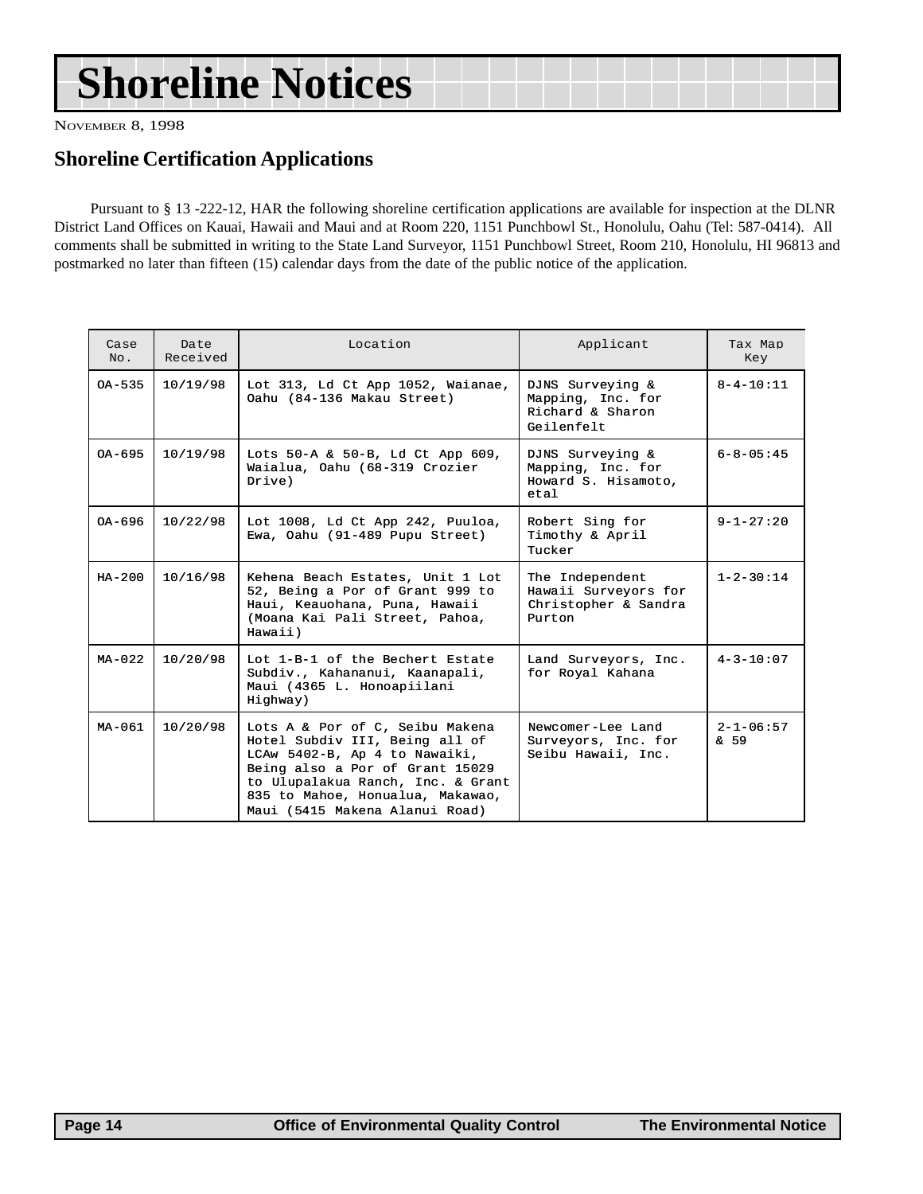# Shoreline Notices

NOVEMBER 8, 1998

## Shoreline Certification Applications

Pursuant to § 13 -222-12, HAR the following shoreline certification applications are available for inspection at the DLNR District Land Offices on Kauai, Hawaii and Maui and at Room 220, 1151 Punchbowl St., Honolulu, Oahu (Tel: 587-0414). All comments shall be submitted in writing to the State Land Surveyor, 1151 Punchbowl Street, Room 210, Honolulu, HI 96813 and postmarked no later than fifteen (15) calendar days from the date of the public notice of the application.

| Case No. | Date Received | Location | Applicant | Tax Map Key |
|---|---|---|---|---|
| OA-535 | 10/19/98 | Lot 313, Ld Ct App 1052, Waianae, Oahu (84-136 Makau Street) | DJNS Surveying & Mapping, Inc. for Richard & Sharon Geilenfelt | 8-4-10:11 |
| OA-695 | 10/19/98 | Lots 50-A & 50-B, Ld Ct App 609, Waialua, Oahu (68-319 Crozier Drive) | DJNS Surveying & Mapping, Inc. for Howard S. Hisamoto, etal | 6-8-05:45 |
| OA-696 | 10/22/98 | Lot 1008, Ld Ct App 242, Puuloa, Ewa, Oahu (91-489 Pupu Street) | Robert Sing for Timothy & April Tucker | 9-1-27:20 |
| HA-200 | 10/16/98 | Kehena Beach Estates, Unit 1 Lot 52, Being a Por of Grant 999 to Haui, Keauohana, Puna, Hawaii (Moana Kai Pali Street, Pahoa, Hawaii) | The Independent Hawaii Surveyors for Christopher & Sandra Purton | 1-2-30:14 |
| MA-022 | 10/20/98 | Lot 1-B-1 of the Bechert Estate Subdiv., Kahananui, Kaanapali, Maui (4365 L. Honoapiilani Highway) | Land Surveyors, Inc. for Royal Kahana | 4-3-10:07 |
| MA-061 | 10/20/98 | Lots A & Por of C, Seibu Makena Hotel Subdiv III, Being all of LCAw 5402-B, Ap 4 to Nawaiki, Being also a Por of Grant 15029 to Ulupalakua Ranch, Inc. & Grant 835 to Mahoe, Honualua, Makawao, Maui (5415 Makena Alanui Road) | Newcomer-Lee Land Surveyors, Inc. for Seibu Hawaii, Inc. | 2-1-06:57 & 59 |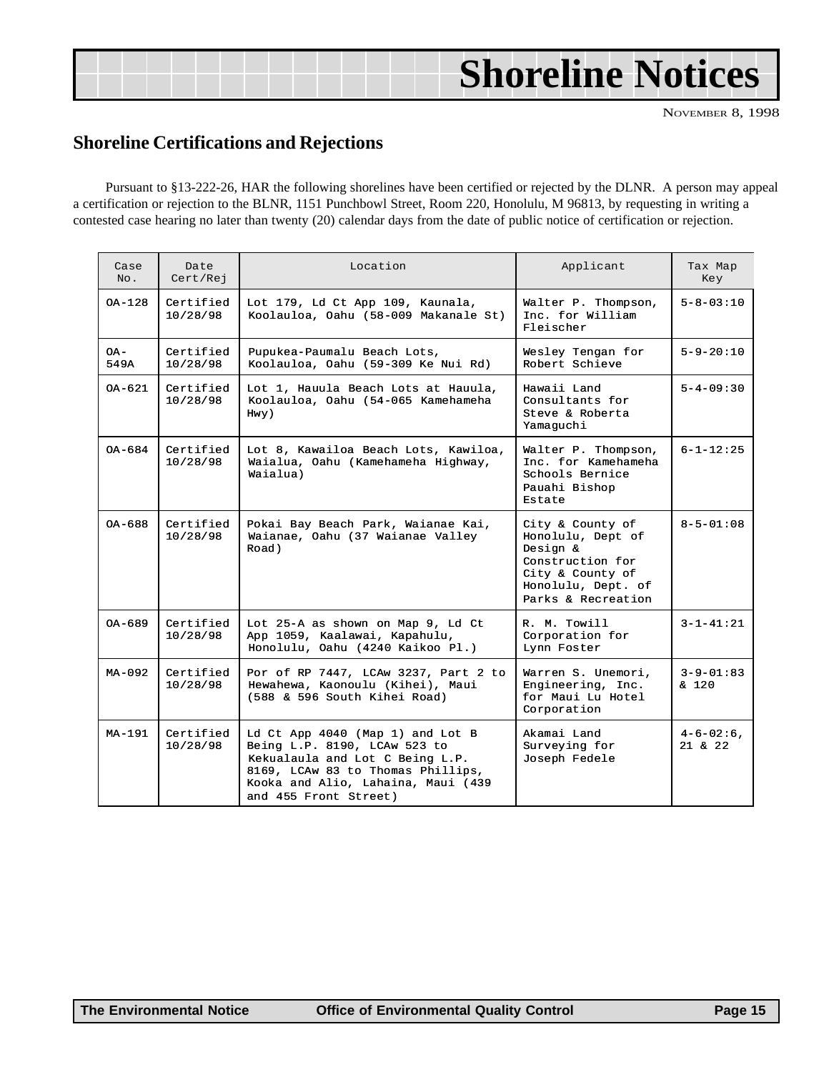# Shoreline Notices

NOVEMBER 8, 1998

## Shoreline Certifications and Rejections

Pursuant to §13-222-26, HAR the following shorelines have been certified or rejected by the DLNR. A person may appeal a certification or rejection to the BLNR, 1151 Punchbowl Street, Room 220, Honolulu, M 96813, by requesting in writing a contested case hearing no later than twenty (20) calendar days from the date of public notice of certification or rejection.

| Case No. | Date Cert/Rej | Location | Applicant | Tax Map Key |
|---|---|---|---|---|
| OA-128 | Certified 10/28/98 | Lot 179, Ld Ct App 109, Kaunala, Koolauloa, Oahu (58-009 Makanale St) | Walter P. Thompson, Inc. for William Fleischer | 5-8-03:10 |
| OA-549A | Certified 10/28/98 | Pupukea-Paumalu Beach Lots, Koolauloa, Oahu (59-309 Ke Nui Rd) | Wesley Tengan for Robert Schieve | 5-9-20:10 |
| OA-621 | Certified 10/28/98 | Lot 1, Hauula Beach Lots at Hauula, Koolauloa, Oahu (54-065 Kamehameha Hwy) | Hawaii Land Consultants for Steve & Roberta Yamaguchi | 5-4-09:30 |
| OA-684 | Certified 10/28/98 | Lot 8, Kawailoa Beach Lots, Kawiloa, Waialua, Oahu (Kamehameha Highway, Waialua) | Walter P. Thompson, Inc. for Kamehameha Schools Bernice Pauahi Bishop Estate | 6-1-12:25 |
| OA-688 | Certified 10/28/98 | Pokai Bay Beach Park, Waianae Kai, Waianae, Oahu (37 Waianae Valley Road) | City & County of Honolulu, Dept of Design & Construction for City & County of Honolulu, Dept. of Parks & Recreation | 8-5-01:08 |
| OA-689 | Certified 10/28/98 | Lot 25-A as shown on Map 9, Ld Ct App 1059, Kaalawai, Kapahulu, Honolulu, Oahu (4240 Kaikoo Pl.) | R. M. Towill Corporation for Lynn Foster | 3-1-41:21 |
| MA-092 | Certified 10/28/98 | Por of RP 7447, LCAw 3237, Part 2 to Hewahewa, Kaonoulu (Kihei), Maui (588 & 596 South Kihei Road) | Warren S. Unemori, Engineering, Inc. for Maui Lu Hotel Corporation | 3-9-01:83 & 120 |
| MA-191 | Certified 10/28/98 | Ld Ct App 4040 (Map 1) and Lot B Being L.P. 8190, LCAw 523 to Kekualaula and Lot C Being L.P. 8169, LCAw 83 to Thomas Phillips, Kooka and Alio, Lahaina, Maui (439 and 455 Front Street) | Akamai Land Surveying for Joseph Fedele | 4-6-02:6, 21 & 22 |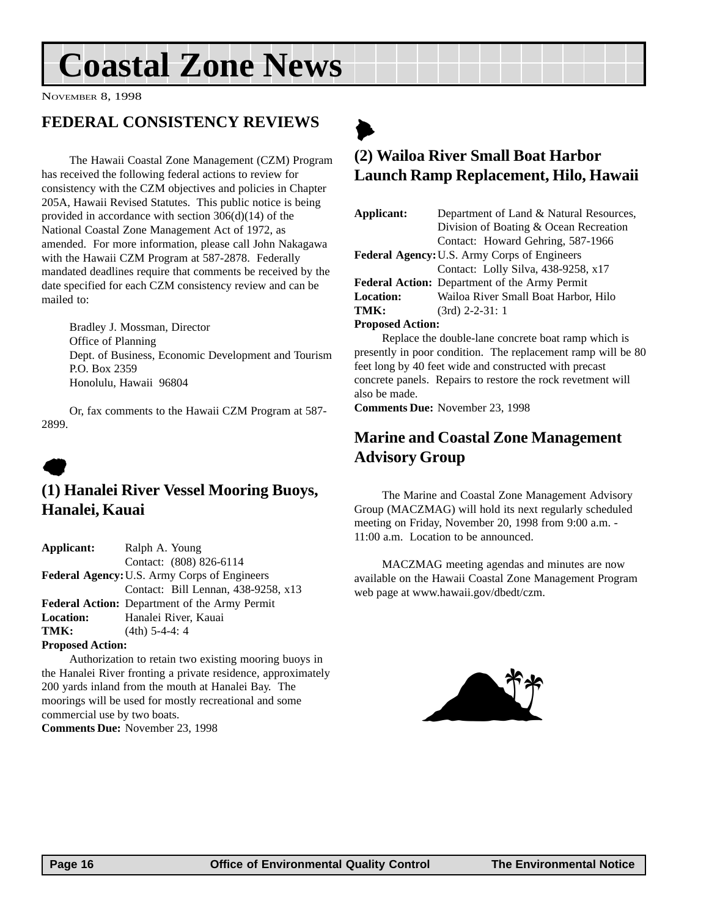# Coastal Zone News

NOVEMBER 8, 1998

## FEDERAL CONSISTENCY REVIEWS

The Hawaii Coastal Zone Management (CZM) Program has received the following federal actions to review for consistency with the CZM objectives and policies in Chapter 205A, Hawaii Revised Statutes. This public notice is being provided in accordance with section 306(d)(14) of the National Coastal Zone Management Act of 1972, as amended. For more information, please call John Nakagawa with the Hawaii CZM Program at 587-2878. Federally mandated deadlines require that comments be received by the date specified for each CZM consistency review and can be mailed to:

Bradley J. Mossman, Director
Office of Planning
Dept. of Business, Economic Development and Tourism
P.O. Box 2359
Honolulu, Hawaii 96804

Or, fax comments to the Hawaii CZM Program at 587-2899.

### (1) Hanalei River Vessel Mooring Buoys, Hanalei, Kauai

**Applicant:** Ralph A. Young
Contact: (808) 826-6114
**Federal Agency:** U.S. Army Corps of Engineers
Contact: Bill Lennan, 438-9258, x13
**Federal Action:** Department of the Army Permit
**Location:** Hanalei River, Kauai
**TMK:** (4th) 5-4-4: 4
**Proposed Action:**

Authorization to retain two existing mooring buoys in the Hanalei River fronting a private residence, approximately 200 yards inland from the mouth at Hanalei Bay. The moorings will be used for mostly recreational and some commercial use by two boats.

**Comments Due:** November 23, 1998

### (2) Wailoa River Small Boat Harbor Launch Ramp Replacement, Hilo, Hawaii

**Applicant:** Department of Land & Natural Resources, Division of Boating & Ocean Recreation
Contact: Howard Gehring, 587-1966
**Federal Agency:** U.S. Army Corps of Engineers
Contact: Lolly Silva, 438-9258, x17
**Federal Action:** Department of the Army Permit
**Location:** Wailoa River Small Boat Harbor, Hilo
**TMK:** (3rd) 2-2-31: 1
**Proposed Action:**

Replace the double-lane concrete boat ramp which is presently in poor condition. The replacement ramp will be 80 feet long by 40 feet wide and constructed with precast concrete panels. Repairs to restore the rock revetment will also be made.

**Comments Due:** November 23, 1998

## Marine and Coastal Zone Management Advisory Group

The Marine and Coastal Zone Management Advisory Group (MACZMAG) will hold its next regularly scheduled meeting on Friday, November 20, 1998 from 9:00 a.m. - 11:00 a.m. Location to be announced.

MACZMAG meeting agendas and minutes are now available on the Hawaii Coastal Zone Management Program web page at www.hawaii.gov/dbedt/czm.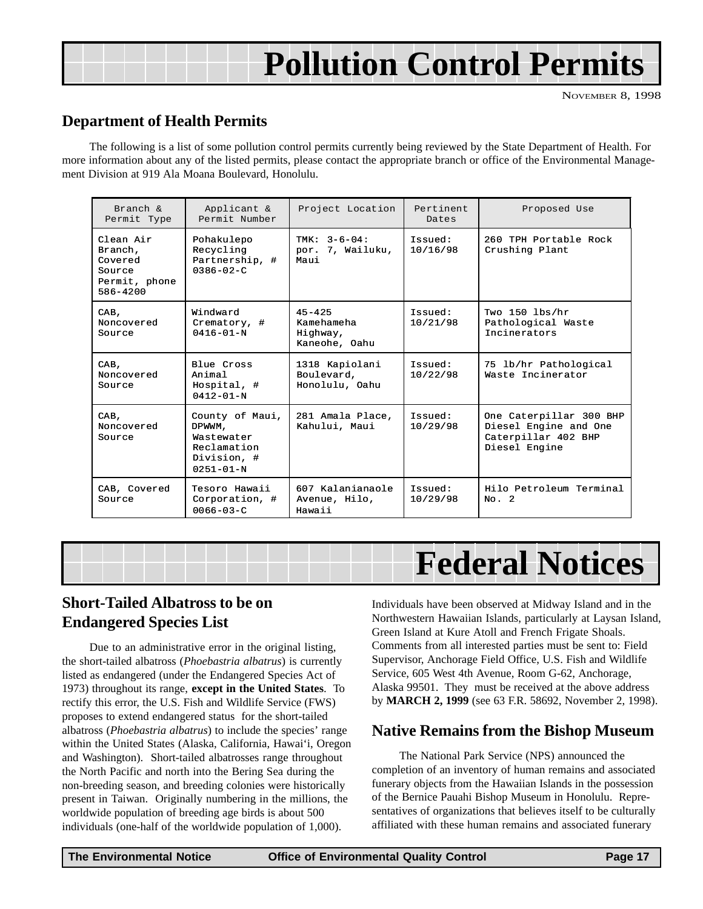# Pollution Control Permits

NOVEMBER 8, 1998

## Department of Health Permits

The following is a list of some pollution control permits currently being reviewed by the State Department of Health. For more information about any of the listed permits, please contact the appropriate branch or office of the Environmental Management Division at 919 Ala Moana Boulevard, Honolulu.

| Branch & Permit Type | Applicant & Permit Number | Project Location | Pertinent Dates | Proposed Use |
|---|---|---|---|---|
| Clean Air Branch, Covered Source Permit, phone 586-4200 | Pohakulepo Recycling Partnership, # 0386-02-C | TMK: 3-6-04: por. 7, Wailuku, Maui | Issued: 10/16/98 | 260 TPH Portable Rock Crushing Plant |
| CAB, Noncovered Source | Windward Crematory, # 0416-01-N | 45-425 Kamehameha Highway, Kaneohe, Oahu | Issued: 10/21/98 | Two 150 lbs/hr Pathological Waste Incinerators |
| CAB, Noncovered Source | Blue Cross Animal Hospital, # 0412-01-N | 1318 Kapiolani Boulevard, Honolulu, Oahu | Issued: 10/22/98 | 75 lb/hr Pathological Waste Incinerator |
| CAB, Noncovered Source | County of Maui, DPWWM, Wastewater Reclamation Division, # 0251-01-N | 281 Amala Place, Kahului, Maui | Issued: 10/29/98 | One Caterpillar 300 BHP Diesel Engine and One Caterpillar 402 BHP Diesel Engine |
| CAB, Covered Source | Tesoro Hawaii Corporation, # 0066-03-C | 607 Kalanianaole Avenue, Hilo, Hawaii | Issued: 10/29/98 | Hilo Petroleum Terminal No. 2 |

# Federal Notices

## Short-Tailed Albatross to be on Endangered Species List

Due to an administrative error in the original listing, the short-tailed albatross (*Phoebastria albatrus*) is currently listed as endangered (under the Endangered Species Act of 1973) throughout its range, **except in the United States**. To rectify this error, the U.S. Fish and Wildlife Service (FWS) proposes to extend endangered status for the short-tailed albatross (*Phoebastria albatrus*) to include the species' range within the United States (Alaska, California, Hawai'i, Oregon and Washington). Short-tailed albatrosses range throughout the North Pacific and north into the Bering Sea during the non-breeding season, and breeding colonies were historically present in Taiwan. Originally numbering in the millions, the worldwide population of breeding age birds is about 500 individuals (one-half of the worldwide population of 1,000). Individuals have been observed at Midway Island and in the Northwestern Hawaiian Islands, particularly at Laysan Island, Green Island at Kure Atoll and French Frigate Shoals. Comments from all interested parties must be sent to: Field Supervisor, Anchorage Field Office, U.S. Fish and Wildlife Service, 605 West 4th Avenue, Room G-62, Anchorage, Alaska 99501. They must be received at the above address by **MARCH 2, 1999** (see 63 F.R. 58692, November 2, 1998).

## Native Remains from the Bishop Museum

The National Park Service (NPS) announced the completion of an inventory of human remains and associated funerary objects from the Hawaiian Islands in the possession of the Bernice Pauahi Bishop Museum in Honolulu. Representatives of organizations that believes itself to be culturally affiliated with these human remains and associated funerary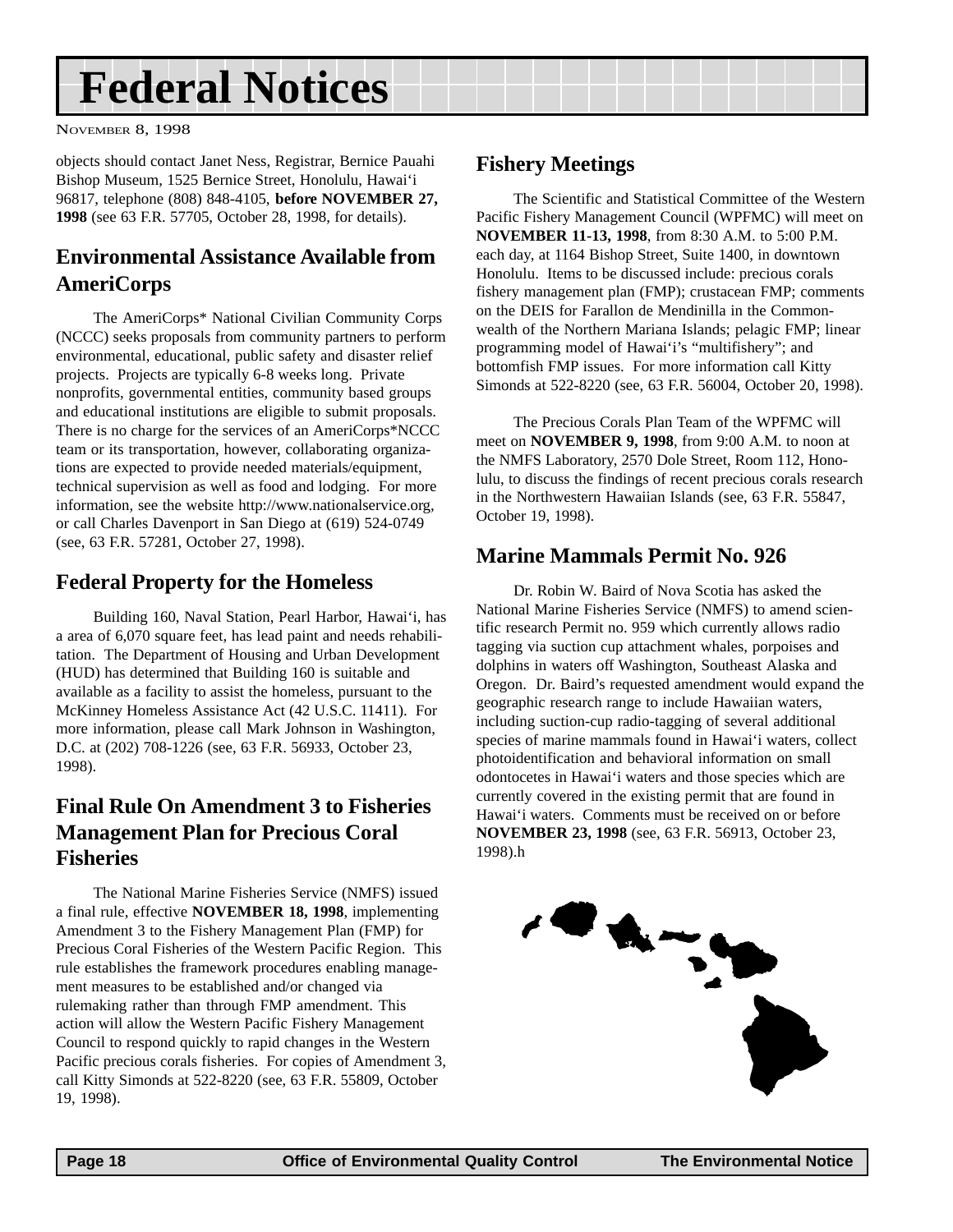# Federal Notices

November 8, 1998

objects should contact Janet Ness, Registrar, Bernice Pauahi Bishop Museum, 1525 Bernice Street, Honolulu, Hawai‘i 96817, telephone (808) 848-4105, **before NOVEMBER 27, 1998** (see 63 F.R. 57705, October 28, 1998, for details).

## Environmental Assistance Available from AmeriCorps

The AmeriCorps* National Civilian Community Corps (NCCC) seeks proposals from community partners to perform environmental, educational, public safety and disaster relief projects. Projects are typically 6-8 weeks long. Private nonprofits, governmental entities, community based groups and educational institutions are eligible to submit proposals. There is no charge for the services of an AmeriCorps*NCCC team or its transportation, however, collaborating organizations are expected to provide needed materials/equipment, technical supervision as well as food and lodging. For more information, see the website http://www.nationalservice.org, or call Charles Davenport in San Diego at (619) 524-0749 (see, 63 F.R. 57281, October 27, 1998).

## Federal Property for the Homeless

Building 160, Naval Station, Pearl Harbor, Hawai‘i, has a area of 6,070 square feet, has lead paint and needs rehabilitation. The Department of Housing and Urban Development (HUD) has determined that Building 160 is suitable and available as a facility to assist the homeless, pursuant to the McKinney Homeless Assistance Act (42 U.S.C. 11411). For more information, please call Mark Johnson in Washington, D.C. at (202) 708-1226 (see, 63 F.R. 56933, October 23, 1998).

## Final Rule On Amendment 3 to Fisheries Management Plan for Precious Coral Fisheries

The National Marine Fisheries Service (NMFS) issued a final rule, effective **NOVEMBER 18, 1998**, implementing Amendment 3 to the Fishery Management Plan (FMP) for Precious Coral Fisheries of the Western Pacific Region. This rule establishes the framework procedures enabling management measures to be established and/or changed via rulemaking rather than through FMP amendment. This action will allow the Western Pacific Fishery Management Council to respond quickly to rapid changes in the Western Pacific precious corals fisheries. For copies of Amendment 3, call Kitty Simonds at 522-8220 (see, 63 F.R. 55809, October 19, 1998).

## Fishery Meetings

The Scientific and Statistical Committee of the Western Pacific Fishery Management Council (WPFMC) will meet on **NOVEMBER 11-13, 1998**, from 8:30 A.M. to 5:00 P.M. each day, at 1164 Bishop Street, Suite 1400, in downtown Honolulu. Items to be discussed include: precious corals fishery management plan (FMP); crustacean FMP; comments on the DEIS for Farallon de Mendinilla in the Commonwealth of the Northern Mariana Islands; pelagic FMP; linear programming model of Hawai‘i's "multifishery"; and bottomfish FMP issues. For more information call Kitty Simonds at 522-8220 (see, 63 F.R. 56004, October 20, 1998).

The Precious Corals Plan Team of the WPFMC will meet on **NOVEMBER 9, 1998**, from 9:00 A.M. to noon at the NMFS Laboratory, 2570 Dole Street, Room 112, Honolulu, to discuss the findings of recent precious corals research in the Northwestern Hawaiian Islands (see, 63 F.R. 55847, October 19, 1998).

## Marine Mammals Permit No. 926

Dr. Robin W. Baird of Nova Scotia has asked the National Marine Fisheries Service (NMFS) to amend scientific research Permit no. 959 which currently allows radio tagging via suction cup attachment whales, porpoises and dolphins in waters off Washington, Southeast Alaska and Oregon. Dr. Baird's requested amendment would expand the geographic research range to include Hawaiian waters, including suction-cup radio-tagging of several additional species of marine mammals found in Hawai‘i waters, collect photoidentification and behavioral information on small odontocetes in Hawai‘i waters and those species which are currently covered in the existing permit that are found in Hawai‘i waters. Comments must be received on or before **NOVEMBER 23, 1998** (see, 63 F.R. 56913, October 23, 1998).h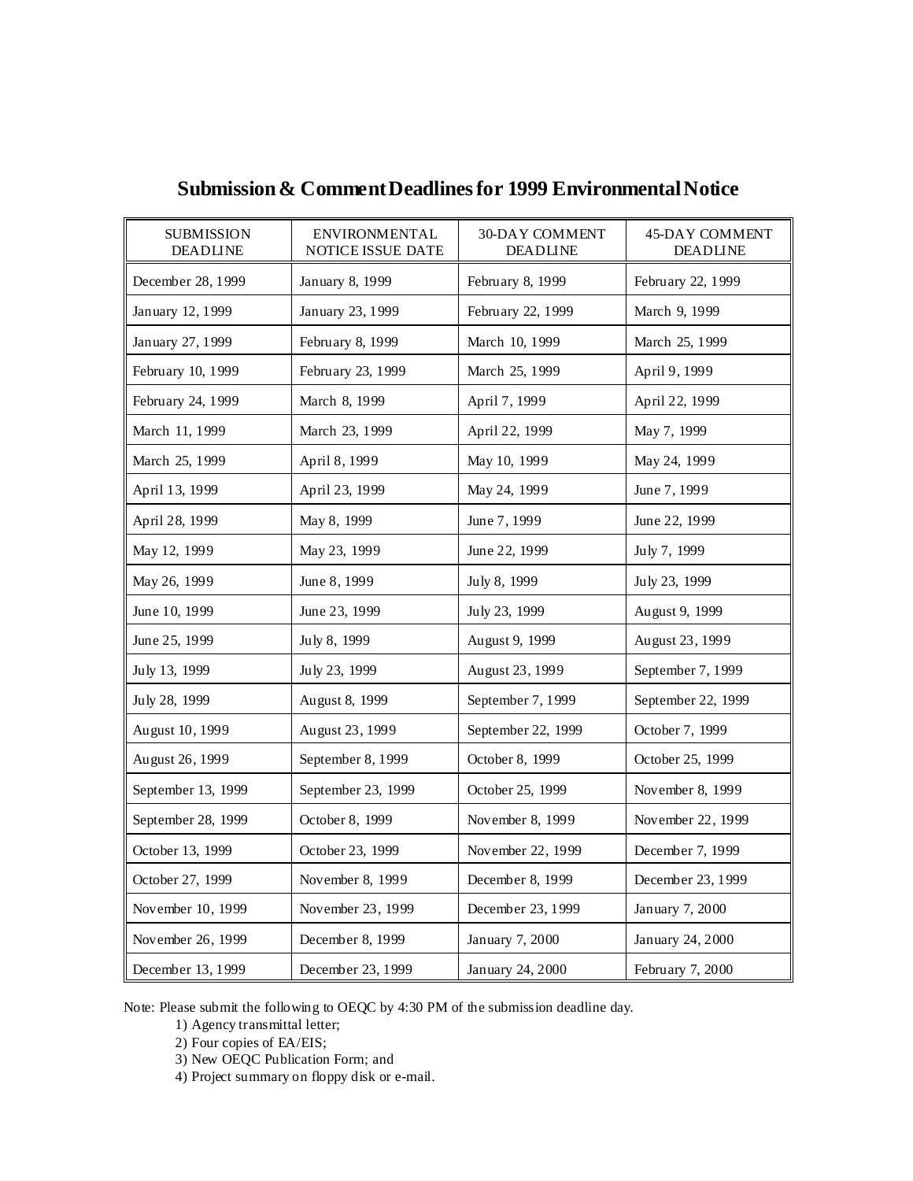## Submission & Comment Deadlines for 1999 Environmental Notice

| SUBMISSION DEADLINE | ENVIRONMENTAL NOTICE ISSUE DATE | 30-DAY COMMENT DEADLINE | 45-DAY COMMENT DEADLINE |
|---|---|---|---|
| December 28, 1999 | January 8, 1999 | February 8, 1999 | February 22, 1999 |
| January 12, 1999 | January 23, 1999 | February 22, 1999 | March 9, 1999 |
| January 27, 1999 | February 8, 1999 | March 10, 1999 | March 25, 1999 |
| February 10, 1999 | February 23, 1999 | March 25, 1999 | April 9, 1999 |
| February 24, 1999 | March 8, 1999 | April 7, 1999 | April 22, 1999 |
| March 11, 1999 | March 23, 1999 | April 22, 1999 | May 7, 1999 |
| March 25, 1999 | April 8, 1999 | May 10, 1999 | May 24, 1999 |
| April 13, 1999 | April 23, 1999 | May 24, 1999 | June 7, 1999 |
| April 28, 1999 | May 8, 1999 | June 7, 1999 | June 22, 1999 |
| May 12, 1999 | May 23, 1999 | June 22, 1999 | July 7, 1999 |
| May 26, 1999 | June 8, 1999 | July 8, 1999 | July 23, 1999 |
| June 10, 1999 | June 23, 1999 | July 23, 1999 | August 9, 1999 |
| June 25, 1999 | July 8, 1999 | August 9, 1999 | August 23, 1999 |
| July 13, 1999 | July 23, 1999 | August 23, 1999 | September 7, 1999 |
| July 28, 1999 | August 8, 1999 | September 7, 1999 | September 22, 1999 |
| August 10, 1999 | August 23, 1999 | September 22, 1999 | October 7, 1999 |
| August 26, 1999 | September 8, 1999 | October 8, 1999 | October 25, 1999 |
| September 13, 1999 | September 23, 1999 | October 25, 1999 | November 8, 1999 |
| September 28, 1999 | October 8, 1999 | November 8, 1999 | November 22, 1999 |
| October 13, 1999 | October 23, 1999 | November 22, 1999 | December 7, 1999 |
| October 27, 1999 | November 8, 1999 | December 8, 1999 | December 23, 1999 |
| November 10, 1999 | November 23, 1999 | December 23, 1999 | January 7, 2000 |
| November 26, 1999 | December 8, 1999 | January 7, 2000 | January 24, 2000 |
| December 13, 1999 | December 23, 1999 | January 24, 2000 | February 7, 2000 |

Note: Please submit the following to OEQC by 4:30 PM of the submission deadline day.

1) Agency transmittal letter;
2) Four copies of EA/EIS;
3) New OEQC Publication Form; and
4) Project summary on floppy disk or e-mail.